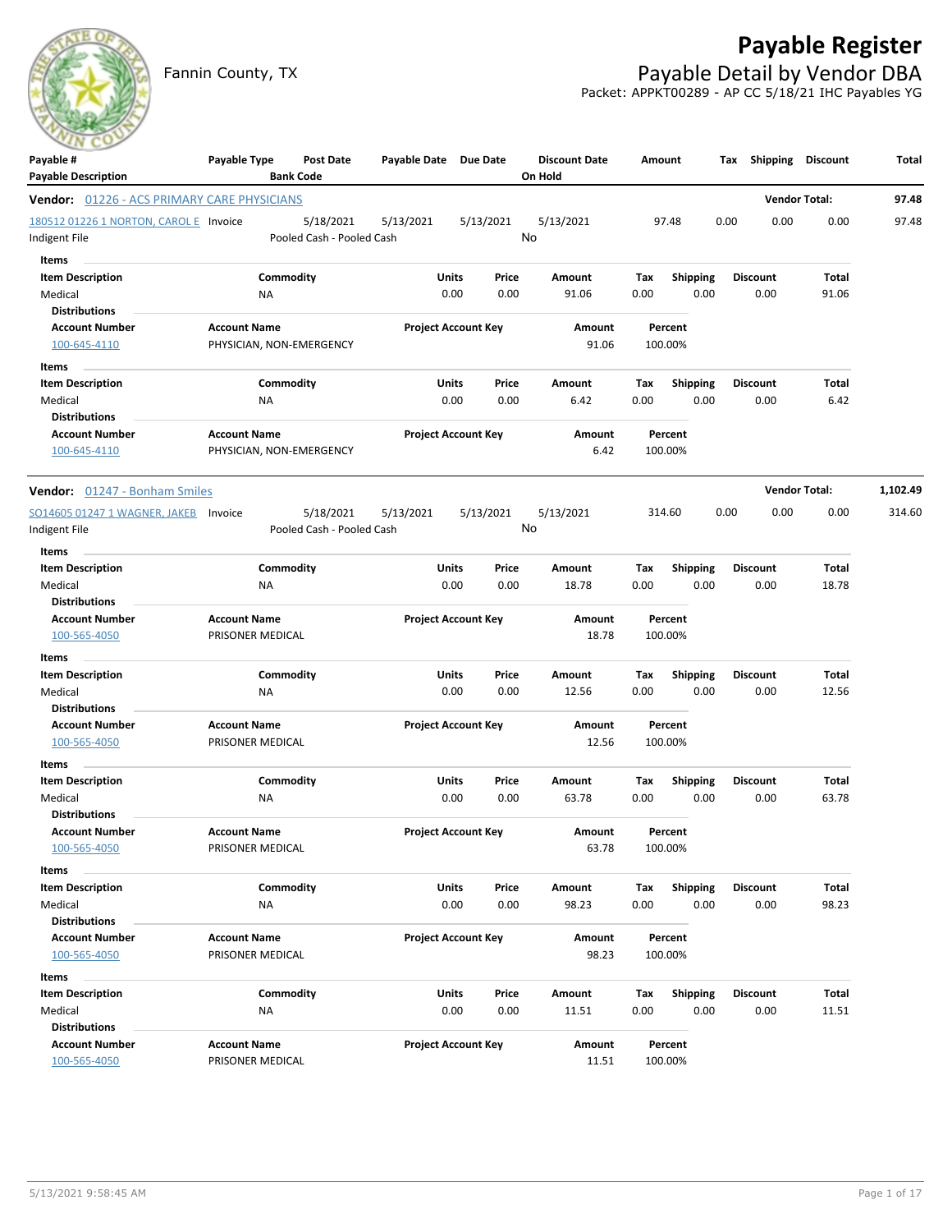# Payable Register

Fannin County, TX

## Payable Detail by Vendor DBA

Packet: APPKT00289 - AP CC 5/18/21 IHC Payables YG

| Payable # / Payable Description | Payable Type | Post Date / Bank Code | Payable Date | Due Date | Discount Date / On Hold | Amount | Tax | Shipping | Discount | Total |
|---|---|---|---|---|---|---|---|---|---|---|

**Vendor:** 01226 - ACS PRIMARY CARE PHYSICIANS — **Vendor Total:** 97.48

| Payable # | Payable Type | Post Date | Payable Date | Due Date | Discount Date | Amount | Tax | Shipping | Discount | Total |
|---|---|---|---|---|---|---|---|---|---|---|
| 180512 01226 1 NORTON, CAROL E | Invoice | 5/18/2021 | 5/13/2021 | 5/13/2021 | 5/13/2021 | 97.48 | 0.00 | 0.00 | 0.00 | 97.48 |
| Indigent File | | Pooled Cash - Pooled Cash | | | No | | | | | |

**Items**

| Item Description | Commodity | Units | Price | Amount | Tax | Shipping | Discount | Total |
|---|---|---|---|---|---|---|---|---|
| Medical | NA | 0.00 | 0.00 | 91.06 | 0.00 | 0.00 | 0.00 | 91.06 |

**Distributions**

| Account Number | Account Name | Project Account Key | Amount | Percent |
|---|---|---|---|---|
| 100-645-4110 | PHYSICIAN, NON-EMERGENCY | | 91.06 | 100.00% |

**Items**

| Item Description | Commodity | Units | Price | Amount | Tax | Shipping | Discount | Total |
|---|---|---|---|---|---|---|---|---|
| Medical | NA | 0.00 | 0.00 | 6.42 | 0.00 | 0.00 | 0.00 | 6.42 |

**Distributions**

| Account Number | Account Name | Project Account Key | Amount | Percent |
|---|---|---|---|---|
| 100-645-4110 | PHYSICIAN, NON-EMERGENCY | | 6.42 | 100.00% |

**Vendor:** 01247 - Bonham Smiles — **Vendor Total:** 1,102.49

| Payable # | Payable Type | Post Date | Payable Date | Due Date | Discount Date | Amount | Tax | Shipping | Discount | Total |
|---|---|---|---|---|---|---|---|---|---|---|
| SO14605 01247 1 WAGNER, JAKEB | Invoice | 5/18/2021 | 5/13/2021 | 5/13/2021 | 5/13/2021 | 314.60 | 0.00 | 0.00 | 0.00 | 314.60 |
| Indigent File | | Pooled Cash - Pooled Cash | | | No | | | | | |

**Items**

| Item Description | Commodity | Units | Price | Amount | Tax | Shipping | Discount | Total |
|---|---|---|---|---|---|---|---|---|
| Medical | NA | 0.00 | 0.00 | 18.78 | 0.00 | 0.00 | 0.00 | 18.78 |

**Distributions**

| Account Number | Account Name | Project Account Key | Amount | Percent |
|---|---|---|---|---|
| 100-565-4050 | PRISONER MEDICAL | | 18.78 | 100.00% |

**Items**

| Item Description | Commodity | Units | Price | Amount | Tax | Shipping | Discount | Total |
|---|---|---|---|---|---|---|---|---|
| Medical | NA | 0.00 | 0.00 | 12.56 | 0.00 | 0.00 | 0.00 | 12.56 |

**Distributions**

| Account Number | Account Name | Project Account Key | Amount | Percent |
|---|---|---|---|---|
| 100-565-4050 | PRISONER MEDICAL | | 12.56 | 100.00% |

**Items**

| Item Description | Commodity | Units | Price | Amount | Tax | Shipping | Discount | Total |
|---|---|---|---|---|---|---|---|---|
| Medical | NA | 0.00 | 0.00 | 63.78 | 0.00 | 0.00 | 0.00 | 63.78 |

**Distributions**

| Account Number | Account Name | Project Account Key | Amount | Percent |
|---|---|---|---|---|
| 100-565-4050 | PRISONER MEDICAL | | 63.78 | 100.00% |

**Items**

| Item Description | Commodity | Units | Price | Amount | Tax | Shipping | Discount | Total |
|---|---|---|---|---|---|---|---|---|
| Medical | NA | 0.00 | 0.00 | 98.23 | 0.00 | 0.00 | 0.00 | 98.23 |

**Distributions**

| Account Number | Account Name | Project Account Key | Amount | Percent |
|---|---|---|---|---|
| 100-565-4050 | PRISONER MEDICAL | | 98.23 | 100.00% |

**Items**

| Item Description | Commodity | Units | Price | Amount | Tax | Shipping | Discount | Total |
|---|---|---|---|---|---|---|---|---|
| Medical | NA | 0.00 | 0.00 | 11.51 | 0.00 | 0.00 | 0.00 | 11.51 |

**Distributions**

| Account Number | Account Name | Project Account Key | Amount | Percent |
|---|---|---|---|---|
| 100-565-4050 | PRISONER MEDICAL | | 11.51 | 100.00% |

5/13/2021 9:58:45 AM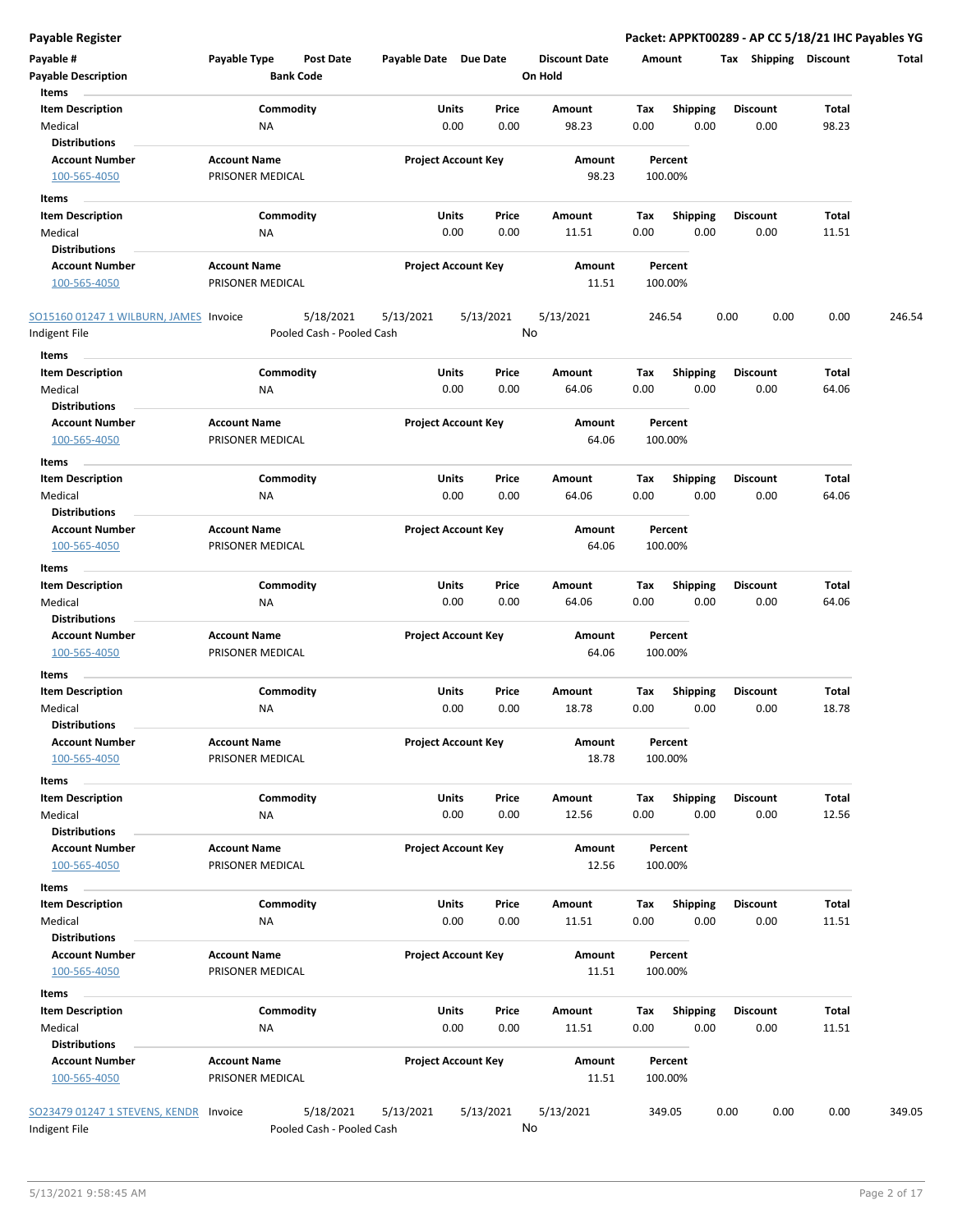| Payable # | Payable Type | Post Date | Payable Date | Due Date | Discount Date | Amount | Tax | Shipping | Discount | Total |
|---|---|---|---|---|---|---|---|---|---|---|
| Payable Description | | Bank Code | | | On Hold | | | | | |

**Items**

| Item Description | Commodity | Units | Price | Amount | Tax | Shipping | Discount | Total |
|---|---|---|---|---|---|---|---|---|
| Medical | NA | 0.00 | 0.00 | 98.23 | 0.00 | 0.00 | 0.00 | 98.23 |

**Distributions**

| Account Number | Account Name | Project Account Key | Amount | Percent |
|---|---|---|---|---|
| 100-565-4050 | PRISONER MEDICAL | | 98.23 | 100.00% |

**Items**

| Item Description | Commodity | Units | Price | Amount | Tax | Shipping | Discount | Total |
|---|---|---|---|---|---|---|---|---|
| Medical | NA | 0.00 | 0.00 | 11.51 | 0.00 | 0.00 | 0.00 | 11.51 |

**Distributions**

| Account Number | Account Name | Project Account Key | Amount | Percent |
|---|---|---|---|---|
| 100-565-4050 | PRISONER MEDICAL | | 11.51 | 100.00% |

| Payable # | Payable Type | Post Date | Payable Date | Due Date | Discount Date | Amount | Tax | Shipping | Discount | Total |
|---|---|---|---|---|---|---|---|---|---|---|
| SO15160 01247 1 WILBURN, JAMES | Invoice | 5/18/2021 | 5/13/2021 | 5/13/2021 | 5/13/2021 | 246.54 | 0.00 | 0.00 | 0.00 | 246.54 |
| Indigent File | | Pooled Cash - Pooled Cash | | | No | | | | | |

**Items**

| Item Description | Commodity | Units | Price | Amount | Tax | Shipping | Discount | Total |
|---|---|---|---|---|---|---|---|---|
| Medical | NA | 0.00 | 0.00 | 64.06 | 0.00 | 0.00 | 0.00 | 64.06 |

**Distributions**

| Account Number | Account Name | Project Account Key | Amount | Percent |
|---|---|---|---|---|
| 100-565-4050 | PRISONER MEDICAL | | 64.06 | 100.00% |

**Items**

| Item Description | Commodity | Units | Price | Amount | Tax | Shipping | Discount | Total |
|---|---|---|---|---|---|---|---|---|
| Medical | NA | 0.00 | 0.00 | 64.06 | 0.00 | 0.00 | 0.00 | 64.06 |

**Distributions**

| Account Number | Account Name | Project Account Key | Amount | Percent |
|---|---|---|---|---|
| 100-565-4050 | PRISONER MEDICAL | | 64.06 | 100.00% |

**Items**

| Item Description | Commodity | Units | Price | Amount | Tax | Shipping | Discount | Total |
|---|---|---|---|---|---|---|---|---|
| Medical | NA | 0.00 | 0.00 | 64.06 | 0.00 | 0.00 | 0.00 | 64.06 |

**Distributions**

| Account Number | Account Name | Project Account Key | Amount | Percent |
|---|---|---|---|---|
| 100-565-4050 | PRISONER MEDICAL | | 64.06 | 100.00% |

**Items**

| Item Description | Commodity | Units | Price | Amount | Tax | Shipping | Discount | Total |
|---|---|---|---|---|---|---|---|---|
| Medical | NA | 0.00 | 0.00 | 18.78 | 0.00 | 0.00 | 0.00 | 18.78 |

**Distributions**

| Account Number | Account Name | Project Account Key | Amount | Percent |
|---|---|---|---|---|
| 100-565-4050 | PRISONER MEDICAL | | 18.78 | 100.00% |

**Items**

| Item Description | Commodity | Units | Price | Amount | Tax | Shipping | Discount | Total |
|---|---|---|---|---|---|---|---|---|
| Medical | NA | 0.00 | 0.00 | 12.56 | 0.00 | 0.00 | 0.00 | 12.56 |

**Distributions**

| Account Number | Account Name | Project Account Key | Amount | Percent |
|---|---|---|---|---|
| 100-565-4050 | PRISONER MEDICAL | | 12.56 | 100.00% |

**Items**

| Item Description | Commodity | Units | Price | Amount | Tax | Shipping | Discount | Total |
|---|---|---|---|---|---|---|---|---|
| Medical | NA | 0.00 | 0.00 | 11.51 | 0.00 | 0.00 | 0.00 | 11.51 |

**Distributions**

| Account Number | Account Name | Project Account Key | Amount | Percent |
|---|---|---|---|---|
| 100-565-4050 | PRISONER MEDICAL | | 11.51 | 100.00% |

**Items**

| Item Description | Commodity | Units | Price | Amount | Tax | Shipping | Discount | Total |
|---|---|---|---|---|---|---|---|---|
| Medical | NA | 0.00 | 0.00 | 11.51 | 0.00 | 0.00 | 0.00 | 11.51 |

**Distributions**

| Account Number | Account Name | Project Account Key | Amount | Percent |
|---|---|---|---|---|
| 100-565-4050 | PRISONER MEDICAL | | 11.51 | 100.00% |

| Payable # | Payable Type | Post Date | Payable Date | Due Date | Discount Date | Amount | Tax | Shipping | Discount | Total |
|---|---|---|---|---|---|---|---|---|---|---|
| SO23479 01247 1 STEVENS, KENDR | Invoice | 5/18/2021 | 5/13/2021 | 5/13/2021 | 5/13/2021 | 349.05 | 0.00 | 0.00 | 0.00 | 349.05 |
| Indigent File | | Pooled Cash - Pooled Cash | | | No | | | | | |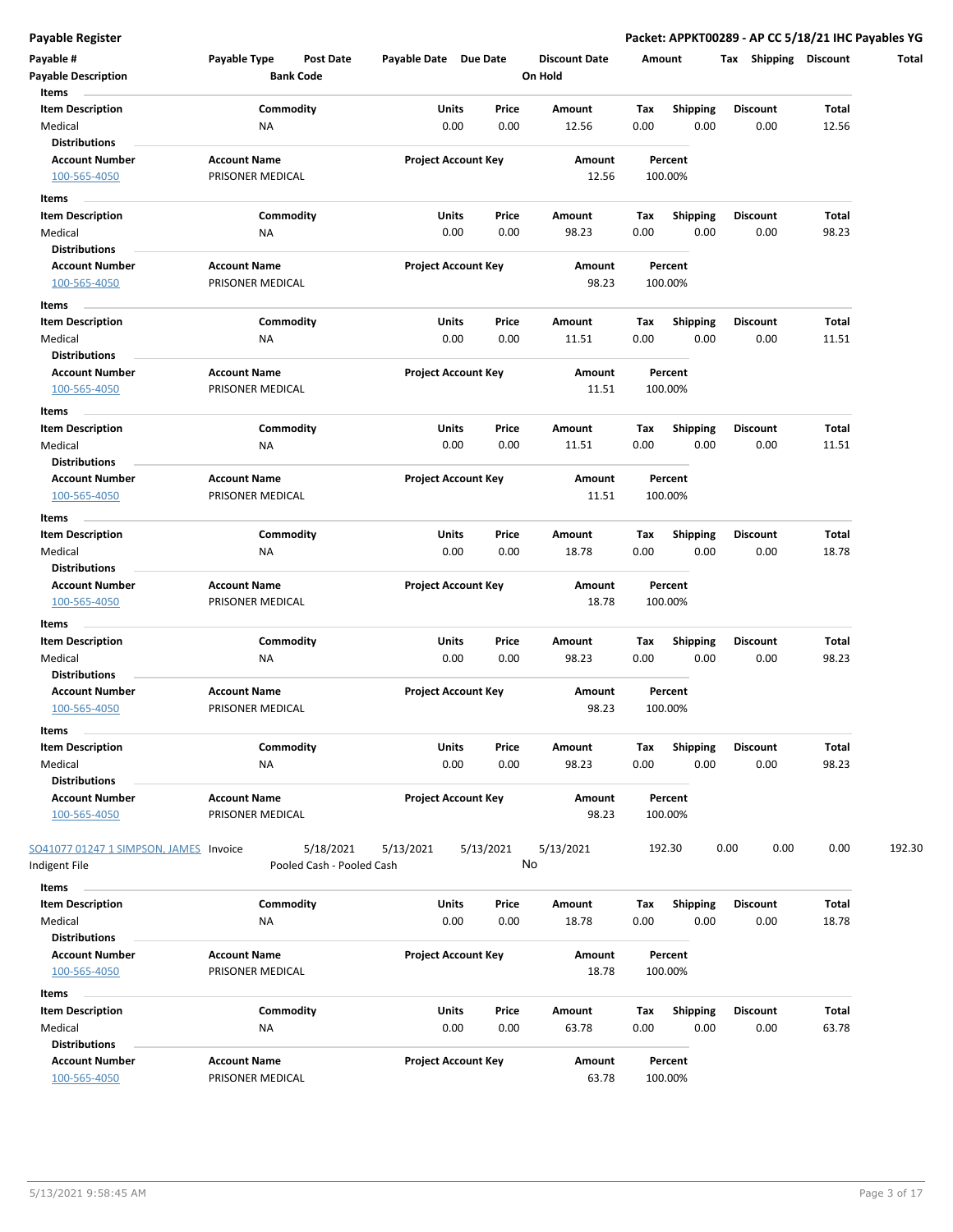| Payable # | Payable Type | Post Date | Payable Date | Due Date | Discount Date | Amount | Tax | Shipping | Discount | Total |
|---|---|---|---|---|---|---|---|---|---|---|
| Payable Description | | Bank Code | | | On Hold | | | | | |

**Items**

| Item Description | Commodity | Units | Price | Amount | Tax | Shipping | Discount | Total |
|---|---|---|---|---|---|---|---|---|
| Medical | NA | 0.00 | 0.00 | 12.56 | 0.00 | 0.00 | 0.00 | 12.56 |

**Distributions**

| Account Number | Account Name | Project Account Key | Amount | Percent |
|---|---|---|---|---|
| 100-565-4050 | PRISONER MEDICAL | | 12.56 | 100.00% |

**Items**

| Item Description | Commodity | Units | Price | Amount | Tax | Shipping | Discount | Total |
|---|---|---|---|---|---|---|---|---|
| Medical | NA | 0.00 | 0.00 | 98.23 | 0.00 | 0.00 | 0.00 | 98.23 |

**Distributions**

| Account Number | Account Name | Project Account Key | Amount | Percent |
|---|---|---|---|---|
| 100-565-4050 | PRISONER MEDICAL | | 98.23 | 100.00% |

**Items**

| Item Description | Commodity | Units | Price | Amount | Tax | Shipping | Discount | Total |
|---|---|---|---|---|---|---|---|---|
| Medical | NA | 0.00 | 0.00 | 11.51 | 0.00 | 0.00 | 0.00 | 11.51 |

**Distributions**

| Account Number | Account Name | Project Account Key | Amount | Percent |
|---|---|---|---|---|
| 100-565-4050 | PRISONER MEDICAL | | 11.51 | 100.00% |

**Items**

| Item Description | Commodity | Units | Price | Amount | Tax | Shipping | Discount | Total |
|---|---|---|---|---|---|---|---|---|
| Medical | NA | 0.00 | 0.00 | 11.51 | 0.00 | 0.00 | 0.00 | 11.51 |

**Distributions**

| Account Number | Account Name | Project Account Key | Amount | Percent |
|---|---|---|---|---|
| 100-565-4050 | PRISONER MEDICAL | | 11.51 | 100.00% |

**Items**

| Item Description | Commodity | Units | Price | Amount | Tax | Shipping | Discount | Total |
|---|---|---|---|---|---|---|---|---|
| Medical | NA | 0.00 | 0.00 | 18.78 | 0.00 | 0.00 | 0.00 | 18.78 |

**Distributions**

| Account Number | Account Name | Project Account Key | Amount | Percent |
|---|---|---|---|---|
| 100-565-4050 | PRISONER MEDICAL | | 18.78 | 100.00% |

**Items**

| Item Description | Commodity | Units | Price | Amount | Tax | Shipping | Discount | Total |
|---|---|---|---|---|---|---|---|---|
| Medical | NA | 0.00 | 0.00 | 98.23 | 0.00 | 0.00 | 0.00 | 98.23 |

**Distributions**

| Account Number | Account Name | Project Account Key | Amount | Percent |
|---|---|---|---|---|
| 100-565-4050 | PRISONER MEDICAL | | 98.23 | 100.00% |

**Items**

| Item Description | Commodity | Units | Price | Amount | Tax | Shipping | Discount | Total |
|---|---|---|---|---|---|---|---|---|
| Medical | NA | 0.00 | 0.00 | 98.23 | 0.00 | 0.00 | 0.00 | 98.23 |

**Distributions**

| Account Number | Account Name | Project Account Key | Amount | Percent |
|---|---|---|---|---|
| 100-565-4050 | PRISONER MEDICAL | | 98.23 | 100.00% |

| Payable # | Payable Type | Post Date | Payable Date | Due Date | Discount Date | Amount | Tax | Shipping | Discount | Total |
|---|---|---|---|---|---|---|---|---|---|---|
| SO41077 01247 1 SIMPSON, JAMES | Invoice | 5/18/2021 | 5/13/2021 | 5/13/2021 | 5/13/2021 | 192.30 | 0.00 | 0.00 | 0.00 | 192.30 |
| Indigent File | | Pooled Cash - Pooled Cash | | | No | | | | | |

**Items**

| Item Description | Commodity | Units | Price | Amount | Tax | Shipping | Discount | Total |
|---|---|---|---|---|---|---|---|---|
| Medical | NA | 0.00 | 0.00 | 18.78 | 0.00 | 0.00 | 0.00 | 18.78 |

**Distributions**

| Account Number | Account Name | Project Account Key | Amount | Percent |
|---|---|---|---|---|
| 100-565-4050 | PRISONER MEDICAL | | 18.78 | 100.00% |

**Items**

| Item Description | Commodity | Units | Price | Amount | Tax | Shipping | Discount | Total |
|---|---|---|---|---|---|---|---|---|
| Medical | NA | 0.00 | 0.00 | 63.78 | 0.00 | 0.00 | 0.00 | 63.78 |

**Distributions**

| Account Number | Account Name | Project Account Key | Amount | Percent |
|---|---|---|---|---|
| 100-565-4050 | PRISONER MEDICAL | | 63.78 | 100.00% |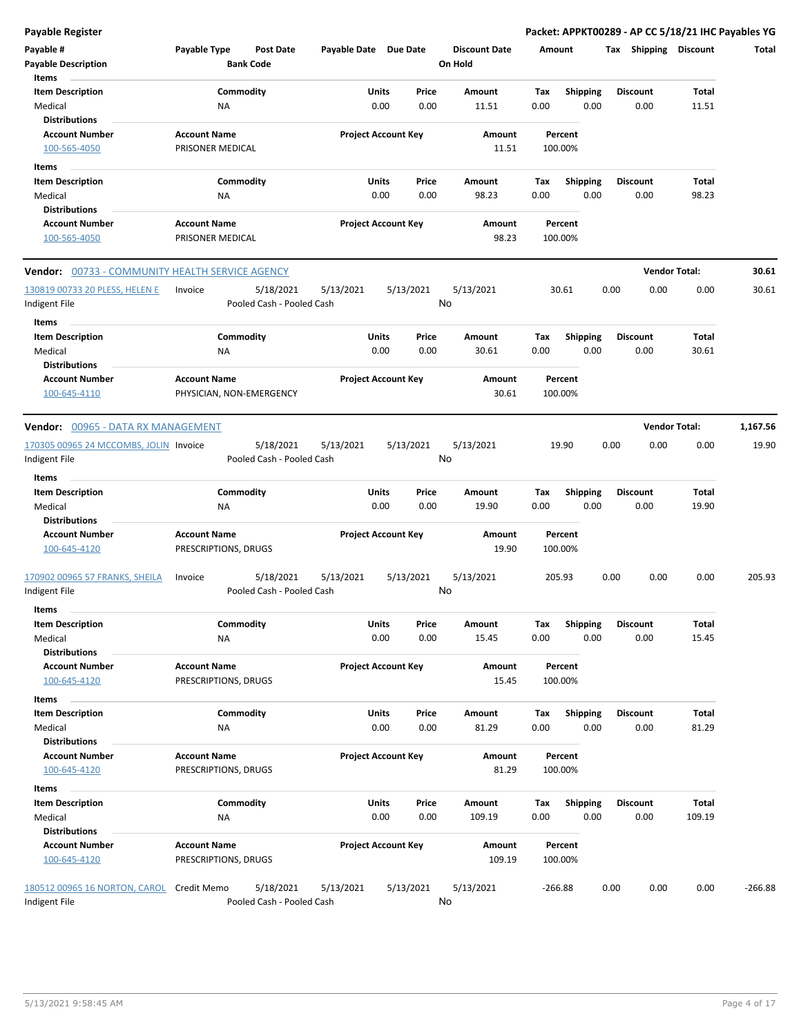**Payable Register** — **Packet: APPKT00289 - AP CC 5/18/21 IHC Payables YG**

| Payable # | Payable Type | Post Date | Payable Date | Due Date | Discount Date | Amount | Tax | Shipping | Discount | Total |
|---|---|---|---|---|---|---|---|---|---|---|
| Payable Description | | Bank Code | | | On Hold | | | | | |

**Items**

| Item Description | Commodity | Units | Price | Amount | Tax | Shipping | Discount | Total |
|---|---|---|---|---|---|---|---|---|
| Medical | NA | 0.00 | 0.00 | 11.51 | 0.00 | 0.00 | 0.00 | 11.51 |

**Distributions**

| Account Number | Account Name | Project Account Key | Amount | Percent |
|---|---|---|---|---|
| 100-565-4050 | PRISONER MEDICAL | | 11.51 | 100.00% |

**Items**

| Item Description | Commodity | Units | Price | Amount | Tax | Shipping | Discount | Total |
|---|---|---|---|---|---|---|---|---|
| Medical | NA | 0.00 | 0.00 | 98.23 | 0.00 | 0.00 | 0.00 | 98.23 |

**Distributions**

| Account Number | Account Name | Project Account Key | Amount | Percent |
|---|---|---|---|---|
| 100-565-4050 | PRISONER MEDICAL | | 98.23 | 100.00% |

---

**Vendor: 00733 - COMMUNITY HEALTH SERVICE AGENCY** — **Vendor Total: 30.61**

| Payable # | Payable Type | Post Date | Payable Date | Due Date | Discount Date | Amount | Tax | Shipping | Discount | Total |
|---|---|---|---|---|---|---|---|---|---|---|
| 130819 00733 20 PLESS, HELEN E | Invoice | 5/18/2021 | 5/13/2021 | 5/13/2021 | 5/13/2021 | 30.61 | 0.00 | 0.00 | 0.00 | 30.61 |
| Indigent File | | Pooled Cash - Pooled Cash | | | No | | | | | |

**Items**

| Item Description | Commodity | Units | Price | Amount | Tax | Shipping | Discount | Total |
|---|---|---|---|---|---|---|---|---|
| Medical | NA | 0.00 | 0.00 | 30.61 | 0.00 | 0.00 | 0.00 | 30.61 |

**Distributions**

| Account Number | Account Name | Project Account Key | Amount | Percent |
|---|---|---|---|---|
| 100-645-4110 | PHYSICIAN, NON-EMERGENCY | | 30.61 | 100.00% |

---

**Vendor: 00965 - DATA RX MANAGEMENT** — **Vendor Total: 1,167.56**

| Payable # | Payable Type | Post Date | Payable Date | Due Date | Discount Date | Amount | Tax | Shipping | Discount | Total |
|---|---|---|---|---|---|---|---|---|---|---|
| 170305 00965 24 MCCOMBS, JOLIN | Invoice | 5/18/2021 | 5/13/2021 | 5/13/2021 | 5/13/2021 | 19.90 | 0.00 | 0.00 | 0.00 | 19.90 |
| Indigent File | | Pooled Cash - Pooled Cash | | | No | | | | | |

**Items**

| Item Description | Commodity | Units | Price | Amount | Tax | Shipping | Discount | Total |
|---|---|---|---|---|---|---|---|---|
| Medical | NA | 0.00 | 0.00 | 19.90 | 0.00 | 0.00 | 0.00 | 19.90 |

**Distributions**

| Account Number | Account Name | Project Account Key | Amount | Percent |
|---|---|---|---|---|
| 100-645-4120 | PRESCRIPTIONS, DRUGS | | 19.90 | 100.00% |

| Payable # | Payable Type | Post Date | Payable Date | Due Date | Discount Date | Amount | Tax | Shipping | Discount | Total |
|---|---|---|---|---|---|---|---|---|---|---|
| 170902 00965 57 FRANKS, SHEILA | Invoice | 5/18/2021 | 5/13/2021 | 5/13/2021 | 5/13/2021 | 205.93 | 0.00 | 0.00 | 0.00 | 205.93 |
| Indigent File | | Pooled Cash - Pooled Cash | | | No | | | | | |

**Items**

| Item Description | Commodity | Units | Price | Amount | Tax | Shipping | Discount | Total |
|---|---|---|---|---|---|---|---|---|
| Medical | NA | 0.00 | 0.00 | 15.45 | 0.00 | 0.00 | 0.00 | 15.45 |

**Distributions**

| Account Number | Account Name | Project Account Key | Amount | Percent |
|---|---|---|---|---|
| 100-645-4120 | PRESCRIPTIONS, DRUGS | | 15.45 | 100.00% |

**Items**

| Item Description | Commodity | Units | Price | Amount | Tax | Shipping | Discount | Total |
|---|---|---|---|---|---|---|---|---|
| Medical | NA | 0.00 | 0.00 | 81.29 | 0.00 | 0.00 | 0.00 | 81.29 |

**Distributions**

| Account Number | Account Name | Project Account Key | Amount | Percent |
|---|---|---|---|---|
| 100-645-4120 | PRESCRIPTIONS, DRUGS | | 81.29 | 100.00% |

**Items**

| Item Description | Commodity | Units | Price | Amount | Tax | Shipping | Discount | Total |
|---|---|---|---|---|---|---|---|---|
| Medical | NA | 0.00 | 0.00 | 109.19 | 0.00 | 0.00 | 0.00 | 109.19 |

**Distributions**

| Account Number | Account Name | Project Account Key | Amount | Percent |
|---|---|---|---|---|
| 100-645-4120 | PRESCRIPTIONS, DRUGS | | 109.19 | 100.00% |

| Payable # | Payable Type | Post Date | Payable Date | Due Date | Discount Date | Amount | Tax | Shipping | Discount | Total |
|---|---|---|---|---|---|---|---|---|---|---|
| 180512 00965 16 NORTON, CAROL | Credit Memo | 5/18/2021 | 5/13/2021 | 5/13/2021 | 5/13/2021 | -266.88 | 0.00 | 0.00 | 0.00 | -266.88 |
| Indigent File | | Pooled Cash - Pooled Cash | | | No | | | | | |

5/13/2021 9:58:45 AM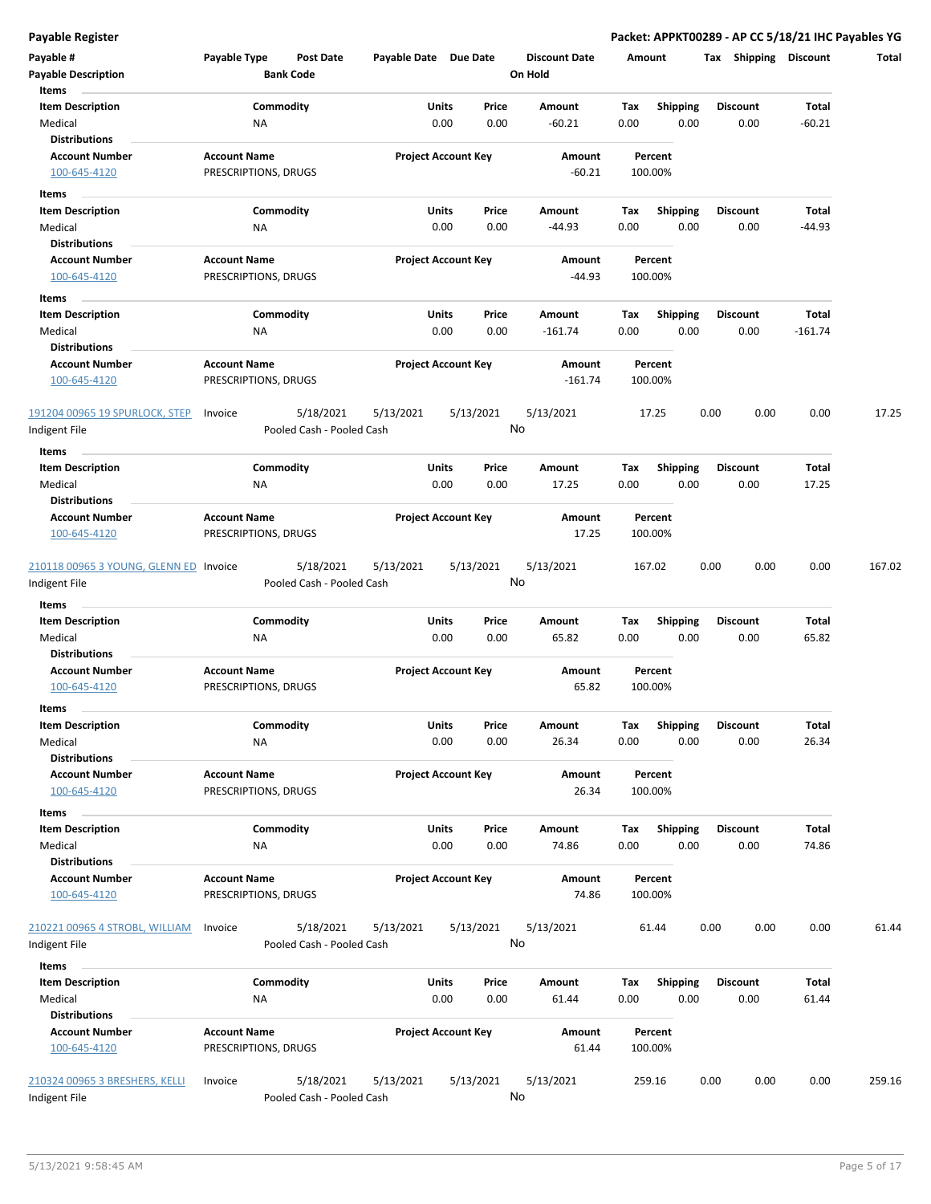**Payable Register** — **Packet: APPKT00289 - AP CC 5/18/21 IHC Payables YG**

| Payable # / Payable Description | Payable Type | Post Date / Bank Code | Payable Date | Due Date | Discount Date / On Hold | Amount | Tax | Shipping | Discount | Total |
|---|---|---|---|---|---|---|---|---|---|---|

**Items**

| Item Description | Commodity | Units | Price | Amount | Tax | Shipping | Discount | Total |
|---|---|---|---|---|---|---|---|---|
| Medical | NA | 0.00 | 0.00 | -60.21 | 0.00 | 0.00 | 0.00 | -60.21 |

**Distributions**

| Account Number | Account Name | Project Account Key | Amount | Percent |
|---|---|---|---|---|
| 100-645-4120 | PRESCRIPTIONS, DRUGS | | -60.21 | 100.00% |

**Items**

| Item Description | Commodity | Units | Price | Amount | Tax | Shipping | Discount | Total |
|---|---|---|---|---|---|---|---|---|
| Medical | NA | 0.00 | 0.00 | -44.93 | 0.00 | 0.00 | 0.00 | -44.93 |

**Distributions**

| Account Number | Account Name | Project Account Key | Amount | Percent |
|---|---|---|---|---|
| 100-645-4120 | PRESCRIPTIONS, DRUGS | | -44.93 | 100.00% |

**Items**

| Item Description | Commodity | Units | Price | Amount | Tax | Shipping | Discount | Total |
|---|---|---|---|---|---|---|---|---|
| Medical | NA | 0.00 | 0.00 | -161.74 | 0.00 | 0.00 | 0.00 | -161.74 |

**Distributions**

| Account Number | Account Name | Project Account Key | Amount | Percent |
|---|---|---|---|---|
| 100-645-4120 | PRESCRIPTIONS, DRUGS | | -161.74 | 100.00% |

| Payable # / Payable Description | Payable Type | Post Date / Bank Code | Payable Date | Due Date | Discount Date / On Hold | Amount | Tax | Shipping | Discount | Total |
|---|---|---|---|---|---|---|---|---|---|---|
| 191204 00965 19 SPURLOCK, STEP | Invoice | 5/18/2021 | 5/13/2021 | 5/13/2021 | 5/13/2021 | 17.25 | 0.00 | 0.00 | 0.00 | 17.25 |
| Indigent File | | Pooled Cash - Pooled Cash | | | No | | | | | |

**Items**

| Item Description | Commodity | Units | Price | Amount | Tax | Shipping | Discount | Total |
|---|---|---|---|---|---|---|---|---|
| Medical | NA | 0.00 | 0.00 | 17.25 | 0.00 | 0.00 | 0.00 | 17.25 |

**Distributions**

| Account Number | Account Name | Project Account Key | Amount | Percent |
|---|---|---|---|---|
| 100-645-4120 | PRESCRIPTIONS, DRUGS | | 17.25 | 100.00% |

| Payable # / Payable Description | Payable Type | Post Date / Bank Code | Payable Date | Due Date | Discount Date / On Hold | Amount | Tax | Shipping | Discount | Total |
|---|---|---|---|---|---|---|---|---|---|---|
| 210118 00965 3 YOUNG, GLENN ED | Invoice | 5/18/2021 | 5/13/2021 | 5/13/2021 | 5/13/2021 | 167.02 | 0.00 | 0.00 | 0.00 | 167.02 |
| Indigent File | | Pooled Cash - Pooled Cash | | | No | | | | | |

**Items**

| Item Description | Commodity | Units | Price | Amount | Tax | Shipping | Discount | Total |
|---|---|---|---|---|---|---|---|---|
| Medical | NA | 0.00 | 0.00 | 65.82 | 0.00 | 0.00 | 0.00 | 65.82 |

**Distributions**

| Account Number | Account Name | Project Account Key | Amount | Percent |
|---|---|---|---|---|
| 100-645-4120 | PRESCRIPTIONS, DRUGS | | 65.82 | 100.00% |

**Items**

| Item Description | Commodity | Units | Price | Amount | Tax | Shipping | Discount | Total |
|---|---|---|---|---|---|---|---|---|
| Medical | NA | 0.00 | 0.00 | 26.34 | 0.00 | 0.00 | 0.00 | 26.34 |

**Distributions**

| Account Number | Account Name | Project Account Key | Amount | Percent |
|---|---|---|---|---|
| 100-645-4120 | PRESCRIPTIONS, DRUGS | | 26.34 | 100.00% |

**Items**

| Item Description | Commodity | Units | Price | Amount | Tax | Shipping | Discount | Total |
|---|---|---|---|---|---|---|---|---|
| Medical | NA | 0.00 | 0.00 | 74.86 | 0.00 | 0.00 | 0.00 | 74.86 |

**Distributions**

| Account Number | Account Name | Project Account Key | Amount | Percent |
|---|---|---|---|---|
| 100-645-4120 | PRESCRIPTIONS, DRUGS | | 74.86 | 100.00% |

| Payable # / Payable Description | Payable Type | Post Date / Bank Code | Payable Date | Due Date | Discount Date / On Hold | Amount | Tax | Shipping | Discount | Total |
|---|---|---|---|---|---|---|---|---|---|---|
| 210221 00965 4 STROBL, WILLIAM | Invoice | 5/18/2021 | 5/13/2021 | 5/13/2021 | 5/13/2021 | 61.44 | 0.00 | 0.00 | 0.00 | 61.44 |
| Indigent File | | Pooled Cash - Pooled Cash | | | No | | | | | |

**Items**

| Item Description | Commodity | Units | Price | Amount | Tax | Shipping | Discount | Total |
|---|---|---|---|---|---|---|---|---|
| Medical | NA | 0.00 | 0.00 | 61.44 | 0.00 | 0.00 | 0.00 | 61.44 |

**Distributions**

| Account Number | Account Name | Project Account Key | Amount | Percent |
|---|---|---|---|---|
| 100-645-4120 | PRESCRIPTIONS, DRUGS | | 61.44 | 100.00% |

| Payable # / Payable Description | Payable Type | Post Date / Bank Code | Payable Date | Due Date | Discount Date / On Hold | Amount | Tax | Shipping | Discount | Total |
|---|---|---|---|---|---|---|---|---|---|---|
| 210324 00965 3 BRESHERS, KELLI | Invoice | 5/18/2021 | 5/13/2021 | 5/13/2021 | 5/13/2021 | 259.16 | 0.00 | 0.00 | 0.00 | 259.16 |
| Indigent File | | Pooled Cash - Pooled Cash | | | No | | | | | |

5/13/2021 9:58:45 AM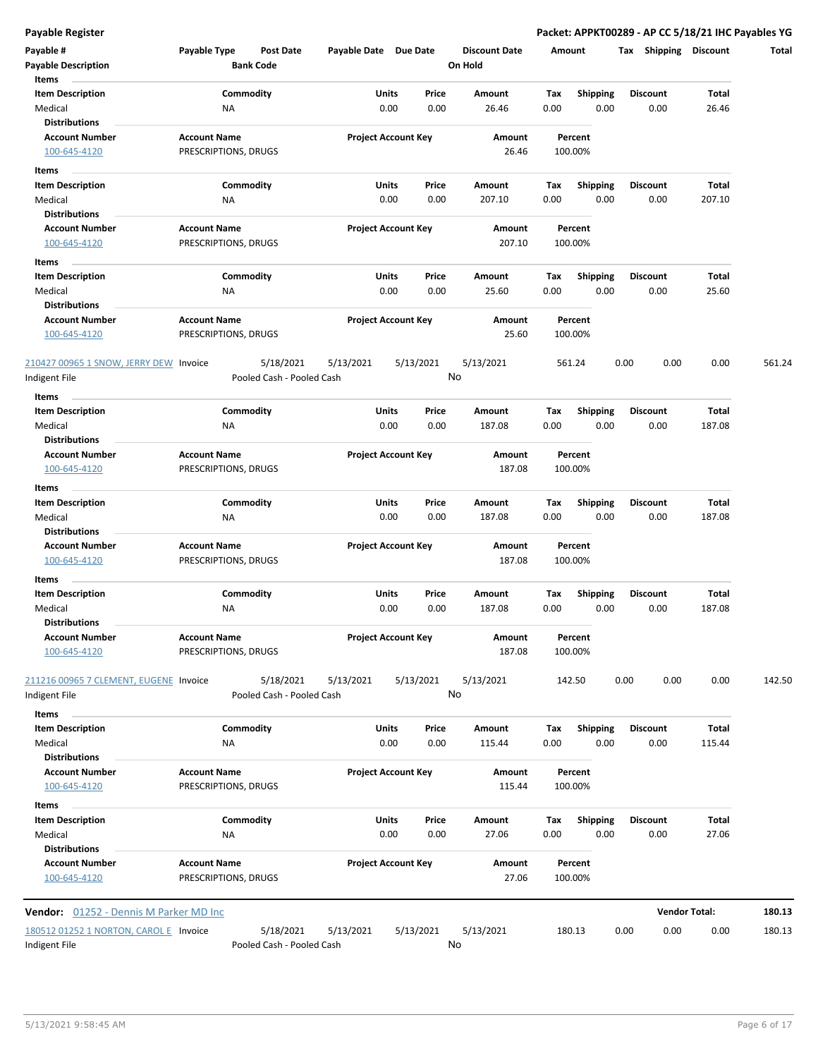| Payable # | Payable Type | Post Date | Payable Date | Due Date | Discount Date | Amount | Tax | Shipping | Discount | Total |
|---|---|---|---|---|---|---|---|---|---|---|
| Payable Description | | Bank Code | | | On Hold | | | | | |

**Items**

| Item Description | Commodity | Units | Price | Amount | Tax | Shipping | Discount | Total |
|---|---|---|---|---|---|---|---|---|
| Medical | NA | 0.00 | 0.00 | 26.46 | 0.00 | 0.00 | 0.00 | 26.46 |

**Distributions**

| Account Number | Account Name | Project Account Key | Amount | Percent |
|---|---|---|---|---|
| 100-645-4120 | PRESCRIPTIONS, DRUGS | | 26.46 | 100.00% |

**Items**

| Item Description | Commodity | Units | Price | Amount | Tax | Shipping | Discount | Total |
|---|---|---|---|---|---|---|---|---|
| Medical | NA | 0.00 | 0.00 | 207.10 | 0.00 | 0.00 | 0.00 | 207.10 |

**Distributions**

| Account Number | Account Name | Project Account Key | Amount | Percent |
|---|---|---|---|---|
| 100-645-4120 | PRESCRIPTIONS, DRUGS | | 207.10 | 100.00% |

**Items**

| Item Description | Commodity | Units | Price | Amount | Tax | Shipping | Discount | Total |
|---|---|---|---|---|---|---|---|---|
| Medical | NA | 0.00 | 0.00 | 25.60 | 0.00 | 0.00 | 0.00 | 25.60 |

**Distributions**

| Account Number | Account Name | Project Account Key | Amount | Percent |
|---|---|---|---|---|
| 100-645-4120 | PRESCRIPTIONS, DRUGS | | 25.60 | 100.00% |

| Payable # | Payable Type | Post Date | Payable Date | Due Date | Discount Date | Amount | Tax | Shipping | Discount | Total |
|---|---|---|---|---|---|---|---|---|---|---|
| 210427 00965 1 SNOW, JERRY DEW | Invoice | 5/18/2021 | 5/13/2021 | 5/13/2021 | 5/13/2021 | 561.24 | 0.00 | 0.00 | 0.00 | 561.24 |
| Indigent File | | Pooled Cash - Pooled Cash | | | No | | | | | |

**Items**

| Item Description | Commodity | Units | Price | Amount | Tax | Shipping | Discount | Total |
|---|---|---|---|---|---|---|---|---|
| Medical | NA | 0.00 | 0.00 | 187.08 | 0.00 | 0.00 | 0.00 | 187.08 |

**Distributions**

| Account Number | Account Name | Project Account Key | Amount | Percent |
|---|---|---|---|---|
| 100-645-4120 | PRESCRIPTIONS, DRUGS | | 187.08 | 100.00% |

**Items**

| Item Description | Commodity | Units | Price | Amount | Tax | Shipping | Discount | Total |
|---|---|---|---|---|---|---|---|---|
| Medical | NA | 0.00 | 0.00 | 187.08 | 0.00 | 0.00 | 0.00 | 187.08 |

**Distributions**

| Account Number | Account Name | Project Account Key | Amount | Percent |
|---|---|---|---|---|
| 100-645-4120 | PRESCRIPTIONS, DRUGS | | 187.08 | 100.00% |

**Items**

| Item Description | Commodity | Units | Price | Amount | Tax | Shipping | Discount | Total |
|---|---|---|---|---|---|---|---|---|
| Medical | NA | 0.00 | 0.00 | 187.08 | 0.00 | 0.00 | 0.00 | 187.08 |

**Distributions**

| Account Number | Account Name | Project Account Key | Amount | Percent |
|---|---|---|---|---|
| 100-645-4120 | PRESCRIPTIONS, DRUGS | | 187.08 | 100.00% |

| Payable # | Payable Type | Post Date | Payable Date | Due Date | Discount Date | Amount | Tax | Shipping | Discount | Total |
|---|---|---|---|---|---|---|---|---|---|---|
| 211216 00965 7 CLEMENT, EUGENE | Invoice | 5/18/2021 | 5/13/2021 | 5/13/2021 | 5/13/2021 | 142.50 | 0.00 | 0.00 | 0.00 | 142.50 |
| Indigent File | | Pooled Cash - Pooled Cash | | | No | | | | | |

**Items**

| Item Description | Commodity | Units | Price | Amount | Tax | Shipping | Discount | Total |
|---|---|---|---|---|---|---|---|---|
| Medical | NA | 0.00 | 0.00 | 115.44 | 0.00 | 0.00 | 0.00 | 115.44 |

**Distributions**

| Account Number | Account Name | Project Account Key | Amount | Percent |
|---|---|---|---|---|
| 100-645-4120 | PRESCRIPTIONS, DRUGS | | 115.44 | 100.00% |

**Items**

| Item Description | Commodity | Units | Price | Amount | Tax | Shipping | Discount | Total |
|---|---|---|---|---|---|---|---|---|
| Medical | NA | 0.00 | 0.00 | 27.06 | 0.00 | 0.00 | 0.00 | 27.06 |

**Distributions**

| Account Number | Account Name | Project Account Key | Amount | Percent |
|---|---|---|---|---|
| 100-645-4120 | PRESCRIPTIONS, DRUGS | | 27.06 | 100.00% |

**Vendor:** 01252 - Dennis M Parker MD Inc — **Vendor Total: 180.13**

| Payable # | Payable Type | Post Date | Payable Date | Due Date | Discount Date | Amount | Tax | Shipping | Discount | Total |
|---|---|---|---|---|---|---|---|---|---|---|
| 180512 01252 1 NORTON, CAROL E | Invoice | 5/18/2021 | 5/13/2021 | 5/13/2021 | 5/13/2021 | 180.13 | 0.00 | 0.00 | 0.00 | 180.13 |
| Indigent File | | Pooled Cash - Pooled Cash | | | No | | | | | |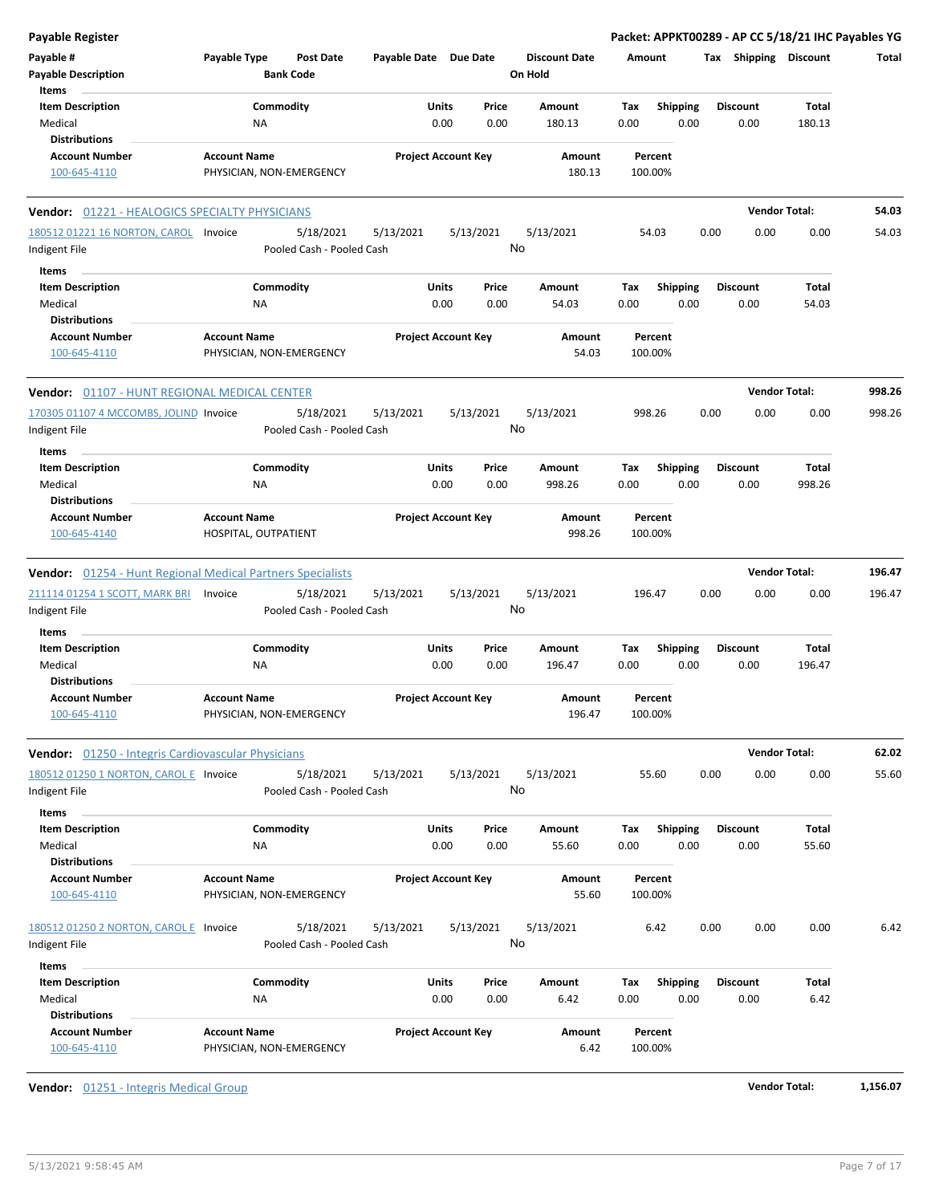**Payable Register** | **Packet: APPKT00289 - AP CC 5/18/21 IHC Payables YG**

| Payable # | Payable Type | Post Date | Payable Date | Due Date | Discount Date | Amount | Tax | Shipping | Discount | Total |
|---|---|---|---|---|---|---|---|---|---|---|
| Payable Description | | Bank Code | | | On Hold | | | | | |

**Items**

| Item Description | Commodity | Units | Price | Amount | Tax | Shipping | Discount | Total |
|---|---|---|---|---|---|---|---|---|
| Medical | NA | 0.00 | 0.00 | 180.13 | 0.00 | 0.00 | 0.00 | 180.13 |

**Distributions**

| Account Number | Account Name | Project Account Key | Amount | Percent |
|---|---|---|---|---|
| 100-645-4110 | PHYSICIAN, NON-EMERGENCY | | 180.13 | 100.00% |

---

**Vendor:** 01221 - HEALOGICS SPECIALTY PHYSICIANS — **Vendor Total: 54.03**

| Payable # | Payable Type | Post Date | Payable Date | Due Date | Discount Date | Amount | Tax | Shipping | Discount | Total |
|---|---|---|---|---|---|---|---|---|---|---|
| 180512 01221 16 NORTON, CAROL | Invoice | 5/18/2021 | 5/13/2021 | 5/13/2021 | 5/13/2021 | 54.03 | 0.00 | 0.00 | 0.00 | 54.03 |
| Indigent File | | Pooled Cash - Pooled Cash | | | No | | | | | |

**Items**

| Item Description | Commodity | Units | Price | Amount | Tax | Shipping | Discount | Total |
|---|---|---|---|---|---|---|---|---|
| Medical | NA | 0.00 | 0.00 | 54.03 | 0.00 | 0.00 | 0.00 | 54.03 |

**Distributions**

| Account Number | Account Name | Project Account Key | Amount | Percent |
|---|---|---|---|---|
| 100-645-4110 | PHYSICIAN, NON-EMERGENCY | | 54.03 | 100.00% |

---

**Vendor:** 01107 - HUNT REGIONAL MEDICAL CENTER — **Vendor Total: 998.26**

| Payable # | Payable Type | Post Date | Payable Date | Due Date | Discount Date | Amount | Tax | Shipping | Discount | Total |
|---|---|---|---|---|---|---|---|---|---|---|
| 170305 01107 4 MCCOMBS, JOLIND | Invoice | 5/18/2021 | 5/13/2021 | 5/13/2021 | 5/13/2021 | 998.26 | 0.00 | 0.00 | 0.00 | 998.26 |
| Indigent File | | Pooled Cash - Pooled Cash | | | No | | | | | |

**Items**

| Item Description | Commodity | Units | Price | Amount | Tax | Shipping | Discount | Total |
|---|---|---|---|---|---|---|---|---|
| Medical | NA | 0.00 | 0.00 | 998.26 | 0.00 | 0.00 | 0.00 | 998.26 |

**Distributions**

| Account Number | Account Name | Project Account Key | Amount | Percent |
|---|---|---|---|---|
| 100-645-4140 | HOSPITAL, OUTPATIENT | | 998.26 | 100.00% |

---

**Vendor:** 01254 - Hunt Regional Medical Partners Specialists — **Vendor Total: 196.47**

| Payable # | Payable Type | Post Date | Payable Date | Due Date | Discount Date | Amount | Tax | Shipping | Discount | Total |
|---|---|---|---|---|---|---|---|---|---|---|
| 211114 01254 1 SCOTT, MARK BRI | Invoice | 5/18/2021 | 5/13/2021 | 5/13/2021 | 5/13/2021 | 196.47 | 0.00 | 0.00 | 0.00 | 196.47 |
| Indigent File | | Pooled Cash - Pooled Cash | | | No | | | | | |

**Items**

| Item Description | Commodity | Units | Price | Amount | Tax | Shipping | Discount | Total |
|---|---|---|---|---|---|---|---|---|
| Medical | NA | 0.00 | 0.00 | 196.47 | 0.00 | 0.00 | 0.00 | 196.47 |

**Distributions**

| Account Number | Account Name | Project Account Key | Amount | Percent |
|---|---|---|---|---|
| 100-645-4110 | PHYSICIAN, NON-EMERGENCY | | 196.47 | 100.00% |

---

**Vendor:** 01250 - Integris Cardiovascular Physicians — **Vendor Total: 62.02**

| Payable # | Payable Type | Post Date | Payable Date | Due Date | Discount Date | Amount | Tax | Shipping | Discount | Total |
|---|---|---|---|---|---|---|---|---|---|---|
| 180512 01250 1 NORTON, CAROL E | Invoice | 5/18/2021 | 5/13/2021 | 5/13/2021 | 5/13/2021 | 55.60 | 0.00 | 0.00 | 0.00 | 55.60 |
| Indigent File | | Pooled Cash - Pooled Cash | | | No | | | | | |

**Items**

| Item Description | Commodity | Units | Price | Amount | Tax | Shipping | Discount | Total |
|---|---|---|---|---|---|---|---|---|
| Medical | NA | 0.00 | 0.00 | 55.60 | 0.00 | 0.00 | 0.00 | 55.60 |

**Distributions**

| Account Number | Account Name | Project Account Key | Amount | Percent |
|---|---|---|---|---|
| 100-645-4110 | PHYSICIAN, NON-EMERGENCY | | 55.60 | 100.00% |

| Payable # | Payable Type | Post Date | Payable Date | Due Date | Discount Date | Amount | Tax | Shipping | Discount | Total |
|---|---|---|---|---|---|---|---|---|---|---|
| 180512 01250 2 NORTON, CAROL E | Invoice | 5/18/2021 | 5/13/2021 | 5/13/2021 | 5/13/2021 | 6.42 | 0.00 | 0.00 | 0.00 | 6.42 |
| Indigent File | | Pooled Cash - Pooled Cash | | | No | | | | | |

**Items**

| Item Description | Commodity | Units | Price | Amount | Tax | Shipping | Discount | Total |
|---|---|---|---|---|---|---|---|---|
| Medical | NA | 0.00 | 0.00 | 6.42 | 0.00 | 0.00 | 0.00 | 6.42 |

**Distributions**

| Account Number | Account Name | Project Account Key | Amount | Percent |
|---|---|---|---|---|
| 100-645-4110 | PHYSICIAN, NON-EMERGENCY | | 6.42 | 100.00% |

---

**Vendor:** 01251 - Integris Medical Group — **Vendor Total: 1,156.07**

5/13/2021 9:58:45 AM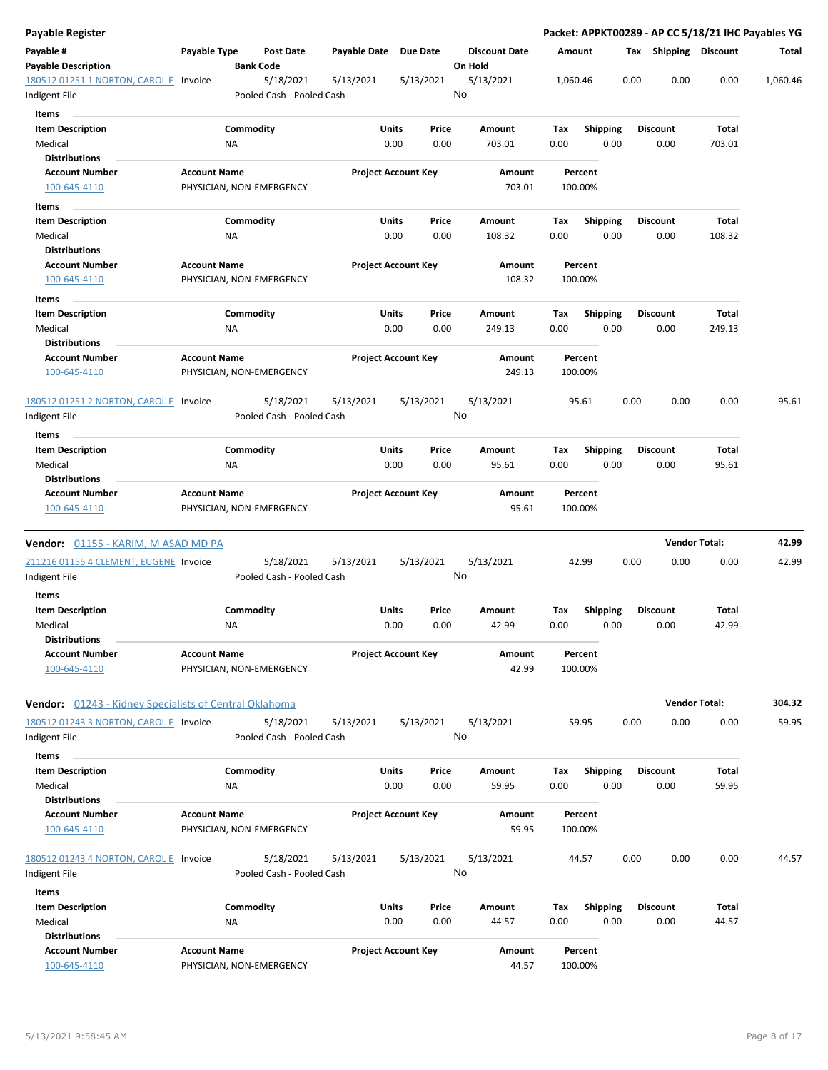**Payable Register** **Packet: APPKT00289 - AP CC 5/18/21 IHC Payables YG**

| Payable # / Payable Description | Payable Type | Post Date / Bank Code | Payable Date | Due Date | Discount Date / On Hold | Amount | Tax | Shipping | Discount | Total |
|---|---|---|---|---|---|---|---|---|---|---|
| 180512 01251 1 NORTON, CAROL E | Invoice | 5/18/2021 | 5/13/2021 | 5/13/2021 | 5/13/2021 | 1,060.46 | 0.00 | 0.00 | 0.00 | 1,060.46 |
| Indigent File | | Pooled Cash - Pooled Cash | | | No | | | | | |

Items

| Item Description | Commodity | Units | Price | Amount | Tax | Shipping | Discount | Total |
|---|---|---|---|---|---|---|---|---|
| Medical | NA | 0.00 | 0.00 | 703.01 | 0.00 | 0.00 | 0.00 | 703.01 |

Distributions

| Account Number | Account Name | Project Account Key | Amount | Percent |
|---|---|---|---|---|
| 100-645-4110 | PHYSICIAN, NON-EMERGENCY | | 703.01 | 100.00% |

Items

| Item Description | Commodity | Units | Price | Amount | Tax | Shipping | Discount | Total |
|---|---|---|---|---|---|---|---|---|
| Medical | NA | 0.00 | 0.00 | 108.32 | 0.00 | 0.00 | 0.00 | 108.32 |

Distributions

| Account Number | Account Name | Project Account Key | Amount | Percent |
|---|---|---|---|---|
| 100-645-4110 | PHYSICIAN, NON-EMERGENCY | | 108.32 | 100.00% |

Items

| Item Description | Commodity | Units | Price | Amount | Tax | Shipping | Discount | Total |
|---|---|---|---|---|---|---|---|---|
| Medical | NA | 0.00 | 0.00 | 249.13 | 0.00 | 0.00 | 0.00 | 249.13 |

Distributions

| Account Number | Account Name | Project Account Key | Amount | Percent |
|---|---|---|---|---|
| 100-645-4110 | PHYSICIAN, NON-EMERGENCY | | 249.13 | 100.00% |

| Payable # / Payable Description | Payable Type | Post Date / Bank Code | Payable Date | Due Date | Discount Date / On Hold | Amount | Tax | Shipping | Discount | Total |
|---|---|---|---|---|---|---|---|---|---|---|
| 180512 01251 2 NORTON, CAROL E | Invoice | 5/18/2021 | 5/13/2021 | 5/13/2021 | 5/13/2021 | 95.61 | 0.00 | 0.00 | 0.00 | 95.61 |
| Indigent File | | Pooled Cash - Pooled Cash | | | No | | | | | |

Items

| Item Description | Commodity | Units | Price | Amount | Tax | Shipping | Discount | Total |
|---|---|---|---|---|---|---|---|---|
| Medical | NA | 0.00 | 0.00 | 95.61 | 0.00 | 0.00 | 0.00 | 95.61 |

Distributions

| Account Number | Account Name | Project Account Key | Amount | Percent |
|---|---|---|---|---|
| 100-645-4110 | PHYSICIAN, NON-EMERGENCY | | 95.61 | 100.00% |

**Vendor:** 01155 - KARIM, M ASAD MD PA **Vendor Total: 42.99**

| Payable # / Payable Description | Payable Type | Post Date / Bank Code | Payable Date | Due Date | Discount Date / On Hold | Amount | Tax | Shipping | Discount | Total |
|---|---|---|---|---|---|---|---|---|---|---|
| 211216 01155 4 CLEMENT, EUGENE | Invoice | 5/18/2021 | 5/13/2021 | 5/13/2021 | 5/13/2021 | 42.99 | 0.00 | 0.00 | 0.00 | 42.99 |
| Indigent File | | Pooled Cash - Pooled Cash | | | No | | | | | |

Items

| Item Description | Commodity | Units | Price | Amount | Tax | Shipping | Discount | Total |
|---|---|---|---|---|---|---|---|---|
| Medical | NA | 0.00 | 0.00 | 42.99 | 0.00 | 0.00 | 0.00 | 42.99 |

Distributions

| Account Number | Account Name | Project Account Key | Amount | Percent |
|---|---|---|---|---|
| 100-645-4110 | PHYSICIAN, NON-EMERGENCY | | 42.99 | 100.00% |

**Vendor:** 01243 - Kidney Specialists of Central Oklahoma **Vendor Total: 304.32**

| Payable # / Payable Description | Payable Type | Post Date / Bank Code | Payable Date | Due Date | Discount Date / On Hold | Amount | Tax | Shipping | Discount | Total |
|---|---|---|---|---|---|---|---|---|---|---|
| 180512 01243 3 NORTON, CAROL E | Invoice | 5/18/2021 | 5/13/2021 | 5/13/2021 | 5/13/2021 | 59.95 | 0.00 | 0.00 | 0.00 | 59.95 |
| Indigent File | | Pooled Cash - Pooled Cash | | | No | | | | | |

Items

| Item Description | Commodity | Units | Price | Amount | Tax | Shipping | Discount | Total |
|---|---|---|---|---|---|---|---|---|
| Medical | NA | 0.00 | 0.00 | 59.95 | 0.00 | 0.00 | 0.00 | 59.95 |

Distributions

| Account Number | Account Name | Project Account Key | Amount | Percent |
|---|---|---|---|---|
| 100-645-4110 | PHYSICIAN, NON-EMERGENCY | | 59.95 | 100.00% |

| Payable # / Payable Description | Payable Type | Post Date / Bank Code | Payable Date | Due Date | Discount Date / On Hold | Amount | Tax | Shipping | Discount | Total |
|---|---|---|---|---|---|---|---|---|---|---|
| 180512 01243 4 NORTON, CAROL E | Invoice | 5/18/2021 | 5/13/2021 | 5/13/2021 | 5/13/2021 | 44.57 | 0.00 | 0.00 | 0.00 | 44.57 |
| Indigent File | | Pooled Cash - Pooled Cash | | | No | | | | | |

Items

| Item Description | Commodity | Units | Price | Amount | Tax | Shipping | Discount | Total |
|---|---|---|---|---|---|---|---|---|
| Medical | NA | 0.00 | 0.00 | 44.57 | 0.00 | 0.00 | 0.00 | 44.57 |

Distributions

| Account Number | Account Name | Project Account Key | Amount | Percent |
|---|---|---|---|---|
| 100-645-4110 | PHYSICIAN, NON-EMERGENCY | | 44.57 | 100.00% |

5/13/2021 9:58:45 AM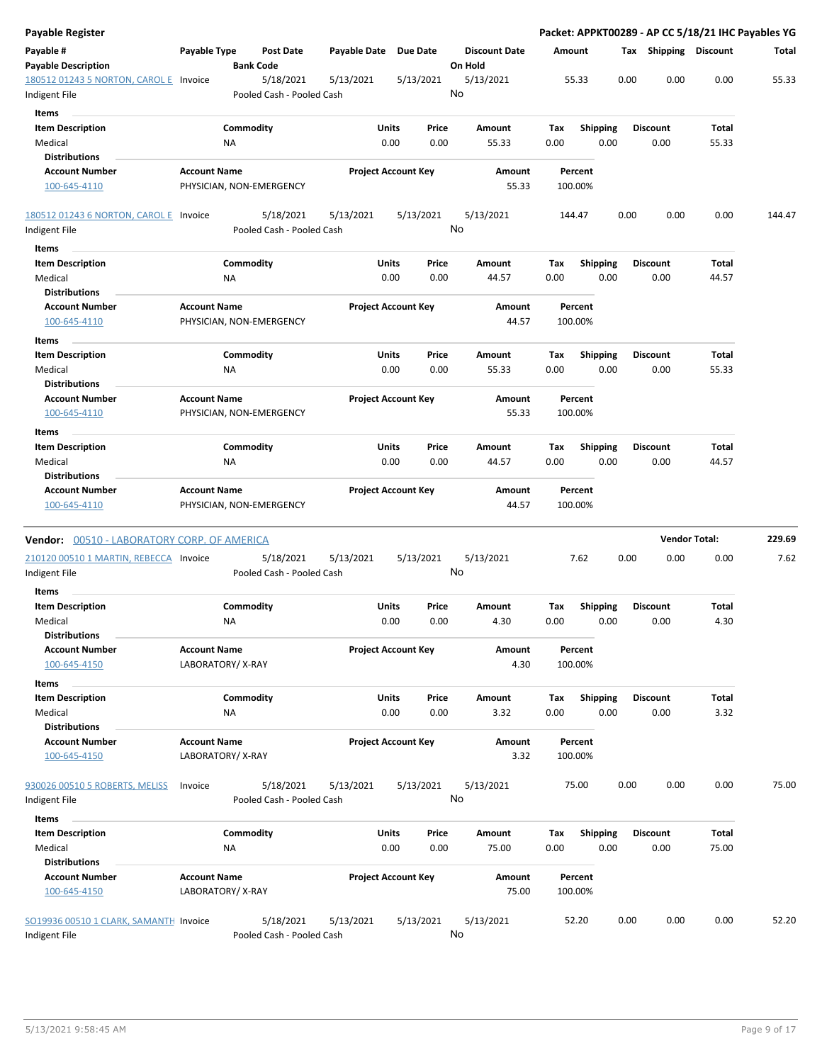# Payable Register

**Packet: APPKT00289 - AP CC 5/18/21 IHC Payables YG**

| Payable # / Payable Description | Payable Type | Post Date / Bank Code | Payable Date | Due Date | Discount Date / On Hold | Amount | Tax | Shipping | Discount | Total |
|---|---|---|---|---|---|---|---|---|---|---|
| 180512 01243 5 NORTON, CAROL E / Indigent File | Invoice | 5/18/2021 / Pooled Cash - Pooled Cash | 5/13/2021 | 5/13/2021 | 5/13/2021 / No | 55.33 | 0.00 | 0.00 | 0.00 | 55.33 |

**Items**

| Item Description | Commodity | Units | Price | Amount | Tax | Shipping | Discount | Total |
|---|---|---|---|---|---|---|---|---|
| Medical | NA | 0.00 | 0.00 | 55.33 | 0.00 | 0.00 | 0.00 | 55.33 |

**Distributions**

| Account Number | Account Name | Project Account Key | Amount | Percent |
|---|---|---|---|---|
| 100-645-4110 | PHYSICIAN, NON-EMERGENCY | | 55.33 | 100.00% |

| Payable # / Payable Description | Payable Type | Post Date / Bank Code | Payable Date | Due Date | Discount Date / On Hold | Amount | Tax | Shipping | Discount | Total |
|---|---|---|---|---|---|---|---|---|---|---|
| 180512 01243 6 NORTON, CAROL E / Indigent File | Invoice | 5/18/2021 / Pooled Cash - Pooled Cash | 5/13/2021 | 5/13/2021 | 5/13/2021 / No | 144.47 | 0.00 | 0.00 | 0.00 | 144.47 |

**Items**

| Item Description | Commodity | Units | Price | Amount | Tax | Shipping | Discount | Total |
|---|---|---|---|---|---|---|---|---|
| Medical | NA | 0.00 | 0.00 | 44.57 | 0.00 | 0.00 | 0.00 | 44.57 |

**Distributions**

| Account Number | Account Name | Project Account Key | Amount | Percent |
|---|---|---|---|---|
| 100-645-4110 | PHYSICIAN, NON-EMERGENCY | | 44.57 | 100.00% |

**Items**

| Item Description | Commodity | Units | Price | Amount | Tax | Shipping | Discount | Total |
|---|---|---|---|---|---|---|---|---|
| Medical | NA | 0.00 | 0.00 | 55.33 | 0.00 | 0.00 | 0.00 | 55.33 |

**Distributions**

| Account Number | Account Name | Project Account Key | Amount | Percent |
|---|---|---|---|---|
| 100-645-4110 | PHYSICIAN, NON-EMERGENCY | | 55.33 | 100.00% |

**Items**

| Item Description | Commodity | Units | Price | Amount | Tax | Shipping | Discount | Total |
|---|---|---|---|---|---|---|---|---|
| Medical | NA | 0.00 | 0.00 | 44.57 | 0.00 | 0.00 | 0.00 | 44.57 |

**Distributions**

| Account Number | Account Name | Project Account Key | Amount | Percent |
|---|---|---|---|---|
| 100-645-4110 | PHYSICIAN, NON-EMERGENCY | | 44.57 | 100.00% |

**Vendor Total: 229.69**

## Vendor: 00510 - LABORATORY CORP. OF AMERICA

| Payable # / Payable Description | Payable Type | Post Date / Bank Code | Payable Date | Due Date | Discount Date / On Hold | Amount | Tax | Shipping | Discount | Total |
|---|---|---|---|---|---|---|---|---|---|---|
| 210120 00510 1 MARTIN, REBECCA / Indigent File | Invoice | 5/18/2021 / Pooled Cash - Pooled Cash | 5/13/2021 | 5/13/2021 | 5/13/2021 / No | 7.62 | 0.00 | 0.00 | 0.00 | 7.62 |

**Items**

| Item Description | Commodity | Units | Price | Amount | Tax | Shipping | Discount | Total |
|---|---|---|---|---|---|---|---|---|
| Medical | NA | 0.00 | 0.00 | 4.30 | 0.00 | 0.00 | 0.00 | 4.30 |

**Distributions**

| Account Number | Account Name | Project Account Key | Amount | Percent |
|---|---|---|---|---|
| 100-645-4150 | LABORATORY/ X-RAY | | 4.30 | 100.00% |

**Items**

| Item Description | Commodity | Units | Price | Amount | Tax | Shipping | Discount | Total |
|---|---|---|---|---|---|---|---|---|
| Medical | NA | 0.00 | 0.00 | 3.32 | 0.00 | 0.00 | 0.00 | 3.32 |

**Distributions**

| Account Number | Account Name | Project Account Key | Amount | Percent |
|---|---|---|---|---|
| 100-645-4150 | LABORATORY/ X-RAY | | 3.32 | 100.00% |

| Payable # / Payable Description | Payable Type | Post Date / Bank Code | Payable Date | Due Date | Discount Date / On Hold | Amount | Tax | Shipping | Discount | Total |
|---|---|---|---|---|---|---|---|---|---|---|
| 930026 00510 5 ROBERTS, MELISS / Indigent File | Invoice | 5/18/2021 / Pooled Cash - Pooled Cash | 5/13/2021 | 5/13/2021 | 5/13/2021 / No | 75.00 | 0.00 | 0.00 | 0.00 | 75.00 |

**Items**

| Item Description | Commodity | Units | Price | Amount | Tax | Shipping | Discount | Total |
|---|---|---|---|---|---|---|---|---|
| Medical | NA | 0.00 | 0.00 | 75.00 | 0.00 | 0.00 | 0.00 | 75.00 |

**Distributions**

| Account Number | Account Name | Project Account Key | Amount | Percent |
|---|---|---|---|---|
| 100-645-4150 | LABORATORY/ X-RAY | | 75.00 | 100.00% |

| Payable # / Payable Description | Payable Type | Post Date / Bank Code | Payable Date | Due Date | Discount Date / On Hold | Amount | Tax | Shipping | Discount | Total |
|---|---|---|---|---|---|---|---|---|---|---|
| SO19936 00510 1 CLARK, SAMANTH / Indigent File | Invoice | 5/18/2021 / Pooled Cash - Pooled Cash | 5/13/2021 | 5/13/2021 | 5/13/2021 / No | 52.20 | 0.00 | 0.00 | 0.00 | 52.20 |

5/13/2021 9:58:45 AM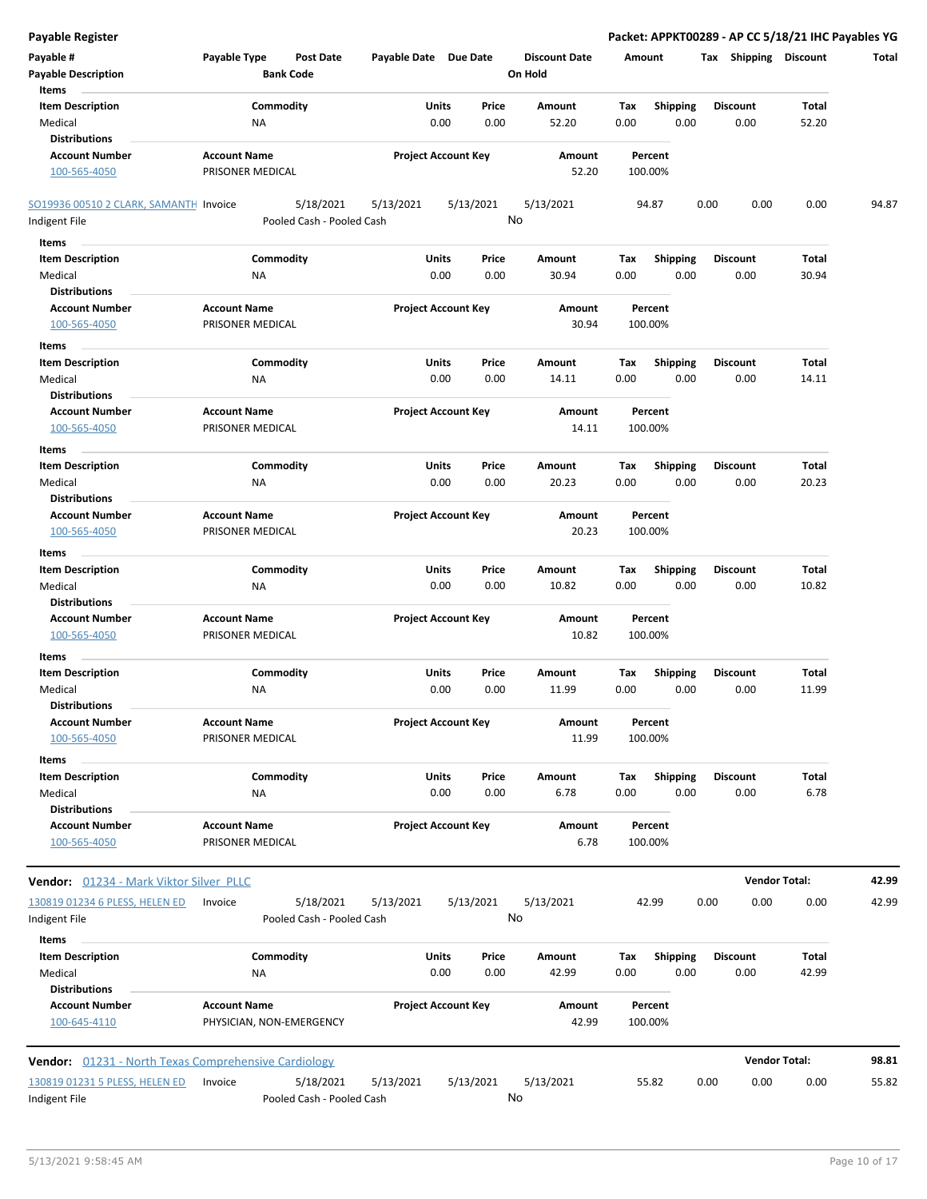**Payable Register** — **Packet: APPKT00289 - AP CC 5/18/21 IHC Payables YG**

| Payable # / Payable Description | Payable Type | Post Date / Bank Code | Payable Date | Due Date | Discount Date / On Hold | Amount | Tax | Shipping | Discount | Total |
|---|---|---|---|---|---|---|---|---|---|---|

**Items**

| Item Description | Commodity | Units | Price | Amount | Tax | Shipping | Discount | Total |
|---|---|---|---|---|---|---|---|---|
| Medical | NA | 0.00 | 0.00 | 52.20 | 0.00 | 0.00 | 0.00 | 52.20 |

**Distributions**

| Account Number | Account Name | Project Account Key | Amount | Percent |
|---|---|---|---|---|
| 100-565-4050 | PRISONER MEDICAL | | 52.20 | 100.00% |

| Payable # | Payable Type | Post Date | Payable Date | Due Date | Discount Date | Amount | Tax | Shipping | Discount | Total |
|---|---|---|---|---|---|---|---|---|---|---|
| SO19936 00510 2 CLARK, SAMANTH | Invoice | 5/18/2021 | 5/13/2021 | 5/13/2021 | 5/13/2021 | 94.87 | 0.00 | 0.00 | 0.00 | 94.87 |
| Indigent File | | Pooled Cash - Pooled Cash | | | No | | | | | |

**Items**

| Item Description | Commodity | Units | Price | Amount | Tax | Shipping | Discount | Total |
|---|---|---|---|---|---|---|---|---|
| Medical | NA | 0.00 | 0.00 | 30.94 | 0.00 | 0.00 | 0.00 | 30.94 |

**Distributions**

| Account Number | Account Name | Project Account Key | Amount | Percent |
|---|---|---|---|---|
| 100-565-4050 | PRISONER MEDICAL | | 30.94 | 100.00% |

**Items**

| Item Description | Commodity | Units | Price | Amount | Tax | Shipping | Discount | Total |
|---|---|---|---|---|---|---|---|---|
| Medical | NA | 0.00 | 0.00 | 14.11 | 0.00 | 0.00 | 0.00 | 14.11 |

**Distributions**

| Account Number | Account Name | Project Account Key | Amount | Percent |
|---|---|---|---|---|
| 100-565-4050 | PRISONER MEDICAL | | 14.11 | 100.00% |

**Items**

| Item Description | Commodity | Units | Price | Amount | Tax | Shipping | Discount | Total |
|---|---|---|---|---|---|---|---|---|
| Medical | NA | 0.00 | 0.00 | 20.23 | 0.00 | 0.00 | 0.00 | 20.23 |

**Distributions**

| Account Number | Account Name | Project Account Key | Amount | Percent |
|---|---|---|---|---|
| 100-565-4050 | PRISONER MEDICAL | | 20.23 | 100.00% |

**Items**

| Item Description | Commodity | Units | Price | Amount | Tax | Shipping | Discount | Total |
|---|---|---|---|---|---|---|---|---|
| Medical | NA | 0.00 | 0.00 | 10.82 | 0.00 | 0.00 | 0.00 | 10.82 |

**Distributions**

| Account Number | Account Name | Project Account Key | Amount | Percent |
|---|---|---|---|---|
| 100-565-4050 | PRISONER MEDICAL | | 10.82 | 100.00% |

**Items**

| Item Description | Commodity | Units | Price | Amount | Tax | Shipping | Discount | Total |
|---|---|---|---|---|---|---|---|---|
| Medical | NA | 0.00 | 0.00 | 11.99 | 0.00 | 0.00 | 0.00 | 11.99 |

**Distributions**

| Account Number | Account Name | Project Account Key | Amount | Percent |
|---|---|---|---|---|
| 100-565-4050 | PRISONER MEDICAL | | 11.99 | 100.00% |

**Items**

| Item Description | Commodity | Units | Price | Amount | Tax | Shipping | Discount | Total |
|---|---|---|---|---|---|---|---|---|
| Medical | NA | 0.00 | 0.00 | 6.78 | 0.00 | 0.00 | 0.00 | 6.78 |

**Distributions**

| Account Number | Account Name | Project Account Key | Amount | Percent |
|---|---|---|---|---|
| 100-565-4050 | PRISONER MEDICAL | | 6.78 | 100.00% |

**Vendor:** 01234 - Mark Viktor Silver PLLC — **Vendor Total: 42.99**

| Payable # | Payable Type | Post Date | Payable Date | Due Date | Discount Date | Amount | Tax | Shipping | Discount | Total |
|---|---|---|---|---|---|---|---|---|---|---|
| 130819 01234 6 PLESS, HELEN ED | Invoice | 5/18/2021 | 5/13/2021 | 5/13/2021 | 5/13/2021 | 42.99 | 0.00 | 0.00 | 0.00 | 42.99 |
| Indigent File | | Pooled Cash - Pooled Cash | | | No | | | | | |

**Items**

| Item Description | Commodity | Units | Price | Amount | Tax | Shipping | Discount | Total |
|---|---|---|---|---|---|---|---|---|
| Medical | NA | 0.00 | 0.00 | 42.99 | 0.00 | 0.00 | 0.00 | 42.99 |

**Distributions**

| Account Number | Account Name | Project Account Key | Amount | Percent |
|---|---|---|---|---|
| 100-645-4110 | PHYSICIAN, NON-EMERGENCY | | 42.99 | 100.00% |

**Vendor:** 01231 - North Texas Comprehensive Cardiology — **Vendor Total: 98.81**

| Payable # | Payable Type | Post Date | Payable Date | Due Date | Discount Date | Amount | Tax | Shipping | Discount | Total |
|---|---|---|---|---|---|---|---|---|---|---|
| 130819 01231 5 PLESS, HELEN ED | Invoice | 5/18/2021 | 5/13/2021 | 5/13/2021 | 5/13/2021 | 55.82 | 0.00 | 0.00 | 0.00 | 55.82 |
| Indigent File | | Pooled Cash - Pooled Cash | | | No | | | | | |

5/13/2021 9:58:45 AM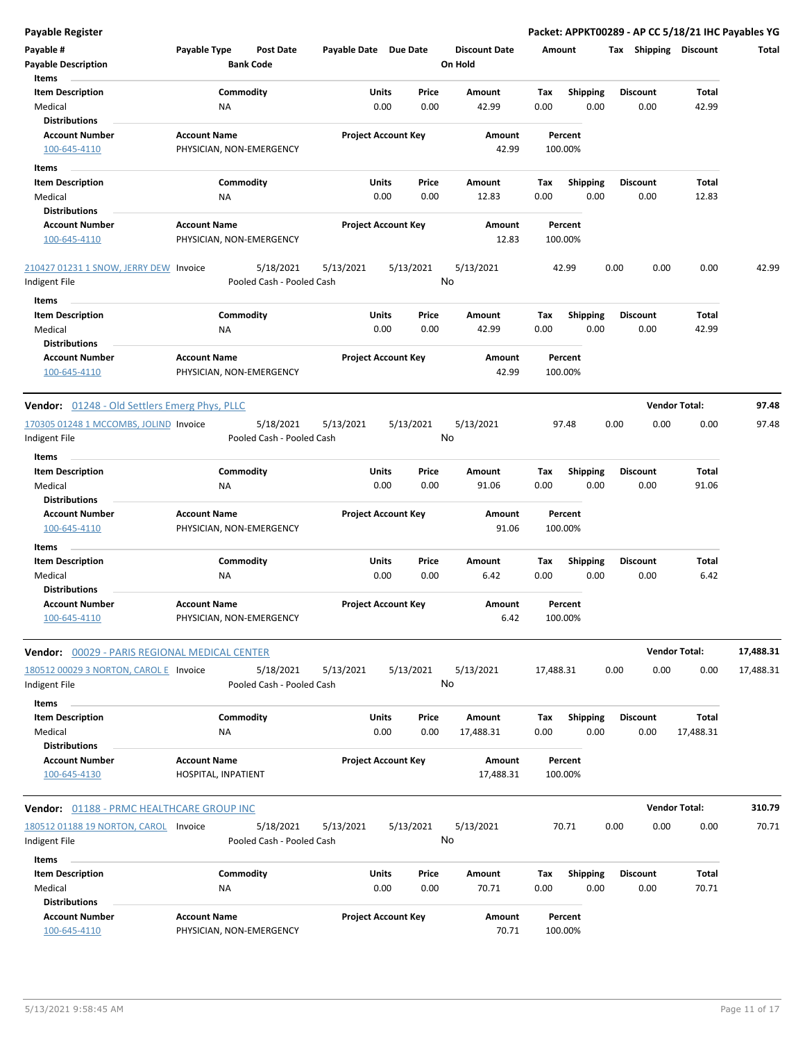**Payable Register** — **Packet: APPKT00289 - AP CC 5/18/21 IHC Payables YG**

| Payable # | Payable Type | Post Date | Payable Date | Due Date | Discount Date | Amount | Tax | Shipping | Discount | Total |
|---|---|---|---|---|---|---|---|---|---|---|
| Payable Description | | Bank Code | | | On Hold | | | | | |

Items

| Item Description | Commodity | Units | Price | Amount | Tax | Shipping | Discount | Total |
|---|---|---|---|---|---|---|---|---|
| Medical | NA | 0.00 | 0.00 | 42.99 | 0.00 | 0.00 | 0.00 | 42.99 |

Distributions

| Account Number | Account Name | Project Account Key | Amount | Percent |
|---|---|---|---|---|
| 100-645-4110 | PHYSICIAN, NON-EMERGENCY | | 42.99 | 100.00% |

Items

| Item Description | Commodity | Units | Price | Amount | Tax | Shipping | Discount | Total |
|---|---|---|---|---|---|---|---|---|
| Medical | NA | 0.00 | 0.00 | 12.83 | 0.00 | 0.00 | 0.00 | 12.83 |

Distributions

| Account Number | Account Name | Project Account Key | Amount | Percent |
|---|---|---|---|---|
| 100-645-4110 | PHYSICIAN, NON-EMERGENCY | | 12.83 | 100.00% |

| Payable # | Payable Type | Post Date | Payable Date | Due Date | Discount Date | Amount | Tax | Shipping | Discount | Total |
|---|---|---|---|---|---|---|---|---|---|---|
| 210427 01231 1 SNOW, JERRY DEW | Invoice | 5/18/2021 | 5/13/2021 | 5/13/2021 | 5/13/2021 | 42.99 | 0.00 | 0.00 | 0.00 | 42.99 |
| Indigent File | | Pooled Cash - Pooled Cash | | | No | | | | | |

Items

| Item Description | Commodity | Units | Price | Amount | Tax | Shipping | Discount | Total |
|---|---|---|---|---|---|---|---|---|
| Medical | NA | 0.00 | 0.00 | 42.99 | 0.00 | 0.00 | 0.00 | 42.99 |

Distributions

| Account Number | Account Name | Project Account Key | Amount | Percent |
|---|---|---|---|---|
| 100-645-4110 | PHYSICIAN, NON-EMERGENCY | | 42.99 | 100.00% |

**Vendor:** 01248 - Old Settlers Emerg Phys, PLLC — **Vendor Total: 97.48**

| Payable # | Payable Type | Post Date | Payable Date | Due Date | Discount Date | Amount | Tax | Shipping | Discount | Total |
|---|---|---|---|---|---|---|---|---|---|---|
| 170305 01248 1 MCCOMBS, JOLIND | Invoice | 5/18/2021 | 5/13/2021 | 5/13/2021 | 5/13/2021 | 97.48 | 0.00 | 0.00 | 0.00 | 97.48 |
| Indigent File | | Pooled Cash - Pooled Cash | | | No | | | | | |

Items

| Item Description | Commodity | Units | Price | Amount | Tax | Shipping | Discount | Total |
|---|---|---|---|---|---|---|---|---|
| Medical | NA | 0.00 | 0.00 | 91.06 | 0.00 | 0.00 | 0.00 | 91.06 |

Distributions

| Account Number | Account Name | Project Account Key | Amount | Percent |
|---|---|---|---|---|
| 100-645-4110 | PHYSICIAN, NON-EMERGENCY | | 91.06 | 100.00% |

Items

| Item Description | Commodity | Units | Price | Amount | Tax | Shipping | Discount | Total |
|---|---|---|---|---|---|---|---|---|
| Medical | NA | 0.00 | 0.00 | 6.42 | 0.00 | 0.00 | 0.00 | 6.42 |

Distributions

| Account Number | Account Name | Project Account Key | Amount | Percent |
|---|---|---|---|---|
| 100-645-4110 | PHYSICIAN, NON-EMERGENCY | | 6.42 | 100.00% |

**Vendor:** 00029 - PARIS REGIONAL MEDICAL CENTER — **Vendor Total: 17,488.31**

| Payable # | Payable Type | Post Date | Payable Date | Due Date | Discount Date | Amount | Tax | Shipping | Discount | Total |
|---|---|---|---|---|---|---|---|---|---|---|
| 180512 00029 3 NORTON, CAROL E | Invoice | 5/18/2021 | 5/13/2021 | 5/13/2021 | 5/13/2021 | 17,488.31 | 0.00 | 0.00 | 0.00 | 17,488.31 |
| Indigent File | | Pooled Cash - Pooled Cash | | | No | | | | | |

Items

| Item Description | Commodity | Units | Price | Amount | Tax | Shipping | Discount | Total |
|---|---|---|---|---|---|---|---|---|
| Medical | NA | 0.00 | 0.00 | 17,488.31 | 0.00 | 0.00 | 0.00 | 17,488.31 |

Distributions

| Account Number | Account Name | Project Account Key | Amount | Percent |
|---|---|---|---|---|
| 100-645-4130 | HOSPITAL, INPATIENT | | 17,488.31 | 100.00% |

**Vendor:** 01188 - PRMC HEALTHCARE GROUP INC — **Vendor Total: 310.79**

| Payable # | Payable Type | Post Date | Payable Date | Due Date | Discount Date | Amount | Tax | Shipping | Discount | Total |
|---|---|---|---|---|---|---|---|---|---|---|
| 180512 01188 19 NORTON, CAROL | Invoice | 5/18/2021 | 5/13/2021 | 5/13/2021 | 5/13/2021 | 70.71 | 0.00 | 0.00 | 0.00 | 70.71 |
| Indigent File | | Pooled Cash - Pooled Cash | | | No | | | | | |

Items

| Item Description | Commodity | Units | Price | Amount | Tax | Shipping | Discount | Total |
|---|---|---|---|---|---|---|---|---|
| Medical | NA | 0.00 | 0.00 | 70.71 | 0.00 | 0.00 | 0.00 | 70.71 |

Distributions

| Account Number | Account Name | Project Account Key | Amount | Percent |
|---|---|---|---|---|
| 100-645-4110 | PHYSICIAN, NON-EMERGENCY | | 70.71 | 100.00% |

5/13/2021 9:58:45 AM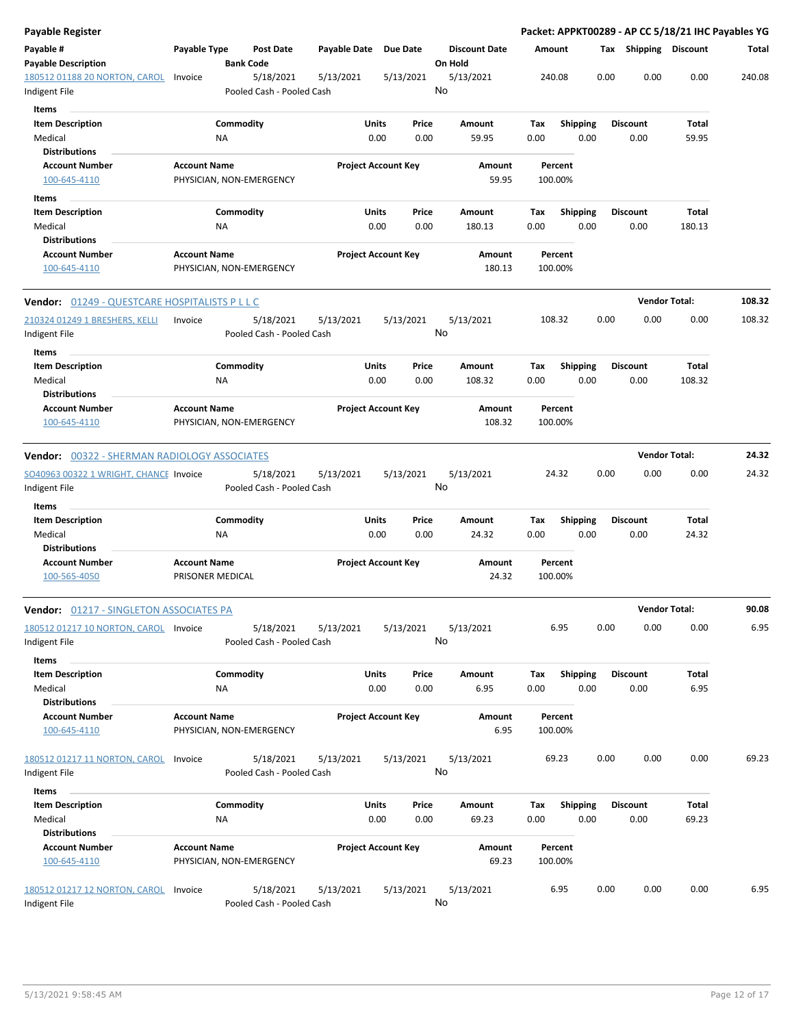Payable Register

Packet: APPKT00289 - AP CC 5/18/21 IHC Payables YG

| Payable # / Payable Description | Payable Type | Post Date / Bank Code | Payable Date | Due Date | Discount Date / On Hold | Amount | Tax | Shipping | Discount | Total |
|---|---|---|---|---|---|---|---|---|---|---|
| 180512 01188 20 NORTON, CAROL / Indigent File | Invoice | 5/18/2021 / Pooled Cash - Pooled Cash | 5/13/2021 | 5/13/2021 | 5/13/2021 / No | 240.08 | 0.00 | 0.00 | 0.00 | 240.08 |

**Items**

| Item Description | Commodity | Units | Price | Amount | Tax | Shipping | Discount | Total |
|---|---|---|---|---|---|---|---|---|
| Medical | NA | 0.00 | 0.00 | 59.95 | 0.00 | 0.00 | 0.00 | 59.95 |

**Distributions**

| Account Number | Account Name | Project Account Key | Amount | Percent |
|---|---|---|---|---|
| 100-645-4110 | PHYSICIAN, NON-EMERGENCY | | 59.95 | 100.00% |

**Items**

| Item Description | Commodity | Units | Price | Amount | Tax | Shipping | Discount | Total |
|---|---|---|---|---|---|---|---|---|
| Medical | NA | 0.00 | 0.00 | 180.13 | 0.00 | 0.00 | 0.00 | 180.13 |

**Distributions**

| Account Number | Account Name | Project Account Key | Amount | Percent |
|---|---|---|---|---|
| 100-645-4110 | PHYSICIAN, NON-EMERGENCY | | 180.13 | 100.00% |

**Vendor:** 01249 - QUESTCARE HOSPITALISTS P L L C — **Vendor Total: 108.32**

| Payable # / Payable Description | Payable Type | Post Date / Bank Code | Payable Date | Due Date | Discount Date / On Hold | Amount | Tax | Shipping | Discount | Total |
|---|---|---|---|---|---|---|---|---|---|---|
| 210324 01249 1 BRESHERS, KELLI / Indigent File | Invoice | 5/18/2021 / Pooled Cash - Pooled Cash | 5/13/2021 | 5/13/2021 | 5/13/2021 / No | 108.32 | 0.00 | 0.00 | 0.00 | 108.32 |

**Items**

| Item Description | Commodity | Units | Price | Amount | Tax | Shipping | Discount | Total |
|---|---|---|---|---|---|---|---|---|
| Medical | NA | 0.00 | 0.00 | 108.32 | 0.00 | 0.00 | 0.00 | 108.32 |

**Distributions**

| Account Number | Account Name | Project Account Key | Amount | Percent |
|---|---|---|---|---|
| 100-645-4110 | PHYSICIAN, NON-EMERGENCY | | 108.32 | 100.00% |

**Vendor:** 00322 - SHERMAN RADIOLOGY ASSOCIATES — **Vendor Total: 24.32**

| Payable # / Payable Description | Payable Type | Post Date / Bank Code | Payable Date | Due Date | Discount Date / On Hold | Amount | Tax | Shipping | Discount | Total |
|---|---|---|---|---|---|---|---|---|---|---|
| SO40963 00322 1 WRIGHT, CHANCE / Indigent File | Invoice | 5/18/2021 / Pooled Cash - Pooled Cash | 5/13/2021 | 5/13/2021 | 5/13/2021 / No | 24.32 | 0.00 | 0.00 | 0.00 | 24.32 |

**Items**

| Item Description | Commodity | Units | Price | Amount | Tax | Shipping | Discount | Total |
|---|---|---|---|---|---|---|---|---|
| Medical | NA | 0.00 | 0.00 | 24.32 | 0.00 | 0.00 | 0.00 | 24.32 |

**Distributions**

| Account Number | Account Name | Project Account Key | Amount | Percent |
|---|---|---|---|---|
| 100-565-4050 | PRISONER MEDICAL | | 24.32 | 100.00% |

**Vendor:** 01217 - SINGLETON ASSOCIATES PA — **Vendor Total: 90.08**

| Payable # / Payable Description | Payable Type | Post Date / Bank Code | Payable Date | Due Date | Discount Date / On Hold | Amount | Tax | Shipping | Discount | Total |
|---|---|---|---|---|---|---|---|---|---|---|
| 180512 01217 10 NORTON, CAROL / Indigent File | Invoice | 5/18/2021 / Pooled Cash - Pooled Cash | 5/13/2021 | 5/13/2021 | 5/13/2021 / No | 6.95 | 0.00 | 0.00 | 0.00 | 6.95 |

**Items**

| Item Description | Commodity | Units | Price | Amount | Tax | Shipping | Discount | Total |
|---|---|---|---|---|---|---|---|---|
| Medical | NA | 0.00 | 0.00 | 6.95 | 0.00 | 0.00 | 0.00 | 6.95 |

**Distributions**

| Account Number | Account Name | Project Account Key | Amount | Percent |
|---|---|---|---|---|
| 100-645-4110 | PHYSICIAN, NON-EMERGENCY | | 6.95 | 100.00% |

| Payable # / Payable Description | Payable Type | Post Date / Bank Code | Payable Date | Due Date | Discount Date / On Hold | Amount | Tax | Shipping | Discount | Total |
|---|---|---|---|---|---|---|---|---|---|---|
| 180512 01217 11 NORTON, CAROL / Indigent File | Invoice | 5/18/2021 / Pooled Cash - Pooled Cash | 5/13/2021 | 5/13/2021 | 5/13/2021 / No | 69.23 | 0.00 | 0.00 | 0.00 | 69.23 |

**Items**

| Item Description | Commodity | Units | Price | Amount | Tax | Shipping | Discount | Total |
|---|---|---|---|---|---|---|---|---|
| Medical | NA | 0.00 | 0.00 | 69.23 | 0.00 | 0.00 | 0.00 | 69.23 |

**Distributions**

| Account Number | Account Name | Project Account Key | Amount | Percent |
|---|---|---|---|---|
| 100-645-4110 | PHYSICIAN, NON-EMERGENCY | | 69.23 | 100.00% |

| Payable # / Payable Description | Payable Type | Post Date / Bank Code | Payable Date | Due Date | Discount Date / On Hold | Amount | Tax | Shipping | Discount | Total |
|---|---|---|---|---|---|---|---|---|---|---|
| 180512 01217 12 NORTON, CAROL / Indigent File | Invoice | 5/18/2021 / Pooled Cash - Pooled Cash | 5/13/2021 | 5/13/2021 | 5/13/2021 / No | 6.95 | 0.00 | 0.00 | 0.00 | 6.95 |

5/13/2021 9:58:45 AM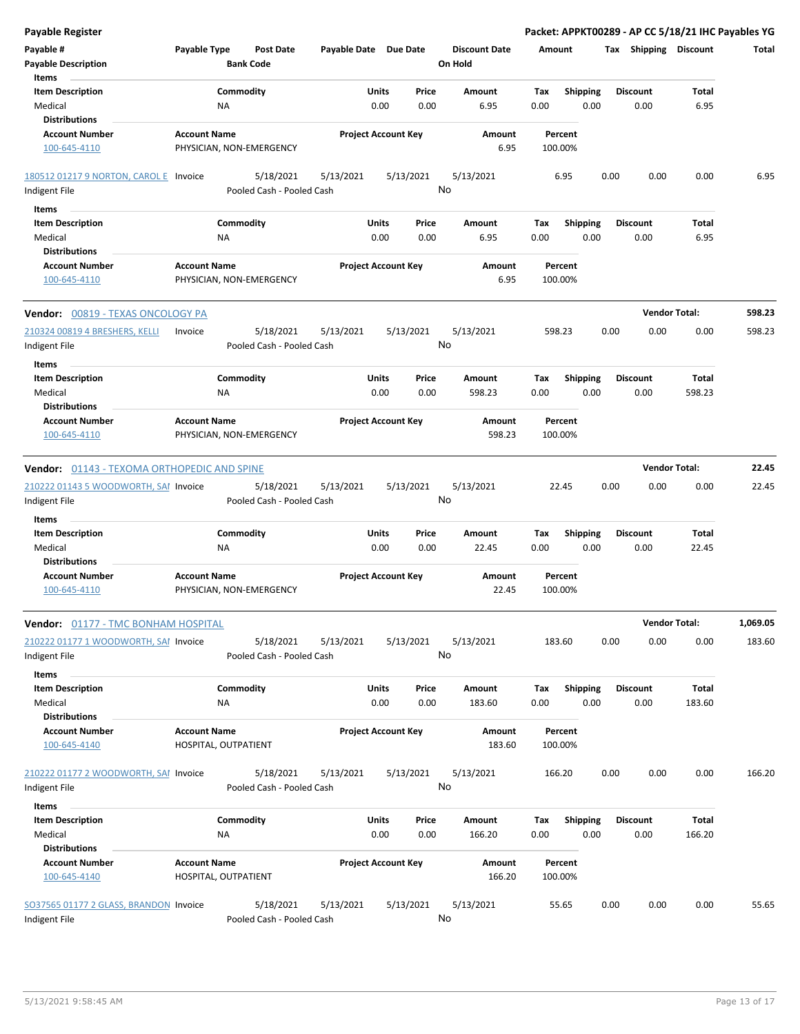# Payable Register

**Packet: APPKT00289 - AP CC 5/18/21 IHC Payables YG**

| Payable # | Payable Type | Post Date | Payable Date | Due Date | Discount Date | Amount | Tax | Shipping | Discount | Total |
|---|---|---|---|---|---|---|---|---|---|---|
| Payable Description | | Bank Code | | | On Hold | | | | | |

| Item Description | Commodity | Units | Price | Amount | Tax | Shipping | Discount | Total |
|---|---|---|---|---|---|---|---|---|
| Medical | NA | 0.00 | 0.00 | 6.95 | 0.00 | 0.00 | 0.00 | 6.95 |

| Account Number | Account Name | Project Account Key | Amount | Percent |
|---|---|---|---|---|
| 100-645-4110 | PHYSICIAN, NON-EMERGENCY | | 6.95 | 100.00% |

| Payable # | Payable Type | Post Date | Payable Date | Due Date | Discount Date | Amount | Tax | Shipping | Discount | Total |
|---|---|---|---|---|---|---|---|---|---|---|
| 180512 01217 9 NORTON, CAROL E | Invoice | 5/18/2021 | 5/13/2021 | 5/13/2021 | 5/13/2021 | 6.95 | 0.00 | 0.00 | 0.00 | 6.95 |
| Indigent File | | Pooled Cash - Pooled Cash | | | No | | | | | |

| Item Description | Commodity | Units | Price | Amount | Tax | Shipping | Discount | Total |
|---|---|---|---|---|---|---|---|---|
| Medical | NA | 0.00 | 0.00 | 6.95 | 0.00 | 0.00 | 0.00 | 6.95 |

| Account Number | Account Name | Project Account Key | Amount | Percent |
|---|---|---|---|---|
| 100-645-4110 | PHYSICIAN, NON-EMERGENCY | | 6.95 | 100.00% |

**Vendor: 00819 - TEXAS ONCOLOGY PA** — Vendor Total: **598.23**

| Payable # | Payable Type | Post Date | Payable Date | Due Date | Discount Date | Amount | Tax | Shipping | Discount | Total |
|---|---|---|---|---|---|---|---|---|---|---|
| 210324 00819 4 BRESHERS, KELLI | Invoice | 5/18/2021 | 5/13/2021 | 5/13/2021 | 5/13/2021 | 598.23 | 0.00 | 0.00 | 0.00 | 598.23 |
| Indigent File | | Pooled Cash - Pooled Cash | | | No | | | | | |

| Item Description | Commodity | Units | Price | Amount | Tax | Shipping | Discount | Total |
|---|---|---|---|---|---|---|---|---|
| Medical | NA | 0.00 | 0.00 | 598.23 | 0.00 | 0.00 | 0.00 | 598.23 |

| Account Number | Account Name | Project Account Key | Amount | Percent |
|---|---|---|---|---|
| 100-645-4110 | PHYSICIAN, NON-EMERGENCY | | 598.23 | 100.00% |

**Vendor: 01143 - TEXOMA ORTHOPEDIC AND SPINE** — Vendor Total: **22.45**

| Payable # | Payable Type | Post Date | Payable Date | Due Date | Discount Date | Amount | Tax | Shipping | Discount | Total |
|---|---|---|---|---|---|---|---|---|---|---|
| 210222 01143 5 WOODWORTH, SAI | Invoice | 5/18/2021 | 5/13/2021 | 5/13/2021 | 5/13/2021 | 22.45 | 0.00 | 0.00 | 0.00 | 22.45 |
| Indigent File | | Pooled Cash - Pooled Cash | | | No | | | | | |

| Item Description | Commodity | Units | Price | Amount | Tax | Shipping | Discount | Total |
|---|---|---|---|---|---|---|---|---|
| Medical | NA | 0.00 | 0.00 | 22.45 | 0.00 | 0.00 | 0.00 | 22.45 |

| Account Number | Account Name | Project Account Key | Amount | Percent |
|---|---|---|---|---|
| 100-645-4110 | PHYSICIAN, NON-EMERGENCY | | 22.45 | 100.00% |

**Vendor: 01177 - TMC BONHAM HOSPITAL** — Vendor Total: **1,069.05**

| Payable # | Payable Type | Post Date | Payable Date | Due Date | Discount Date | Amount | Tax | Shipping | Discount | Total |
|---|---|---|---|---|---|---|---|---|---|---|
| 210222 01177 1 WOODWORTH, SAI | Invoice | 5/18/2021 | 5/13/2021 | 5/13/2021 | 5/13/2021 | 183.60 | 0.00 | 0.00 | 0.00 | 183.60 |
| Indigent File | | Pooled Cash - Pooled Cash | | | No | | | | | |

| Item Description | Commodity | Units | Price | Amount | Tax | Shipping | Discount | Total |
|---|---|---|---|---|---|---|---|---|
| Medical | NA | 0.00 | 0.00 | 183.60 | 0.00 | 0.00 | 0.00 | 183.60 |

| Account Number | Account Name | Project Account Key | Amount | Percent |
|---|---|---|---|---|
| 100-645-4140 | HOSPITAL, OUTPATIENT | | 183.60 | 100.00% |

| Payable # | Payable Type | Post Date | Payable Date | Due Date | Discount Date | Amount | Tax | Shipping | Discount | Total |
|---|---|---|---|---|---|---|---|---|---|---|
| 210222 01177 2 WOODWORTH, SAI | Invoice | 5/18/2021 | 5/13/2021 | 5/13/2021 | 5/13/2021 | 166.20 | 0.00 | 0.00 | 0.00 | 166.20 |
| Indigent File | | Pooled Cash - Pooled Cash | | | No | | | | | |

| Item Description | Commodity | Units | Price | Amount | Tax | Shipping | Discount | Total |
|---|---|---|---|---|---|---|---|---|
| Medical | NA | 0.00 | 0.00 | 166.20 | 0.00 | 0.00 | 0.00 | 166.20 |

| Account Number | Account Name | Project Account Key | Amount | Percent |
|---|---|---|---|---|
| 100-645-4140 | HOSPITAL, OUTPATIENT | | 166.20 | 100.00% |

| Payable # | Payable Type | Post Date | Payable Date | Due Date | Discount Date | Amount | Tax | Shipping | Discount | Total |
|---|---|---|---|---|---|---|---|---|---|---|
| SO37565 01177 2 GLASS, BRANDON | Invoice | 5/18/2021 | 5/13/2021 | 5/13/2021 | 5/13/2021 | 55.65 | 0.00 | 0.00 | 0.00 | 55.65 |
| Indigent File | | Pooled Cash - Pooled Cash | | | No | | | | | |

5/13/2021 9:58:45 AM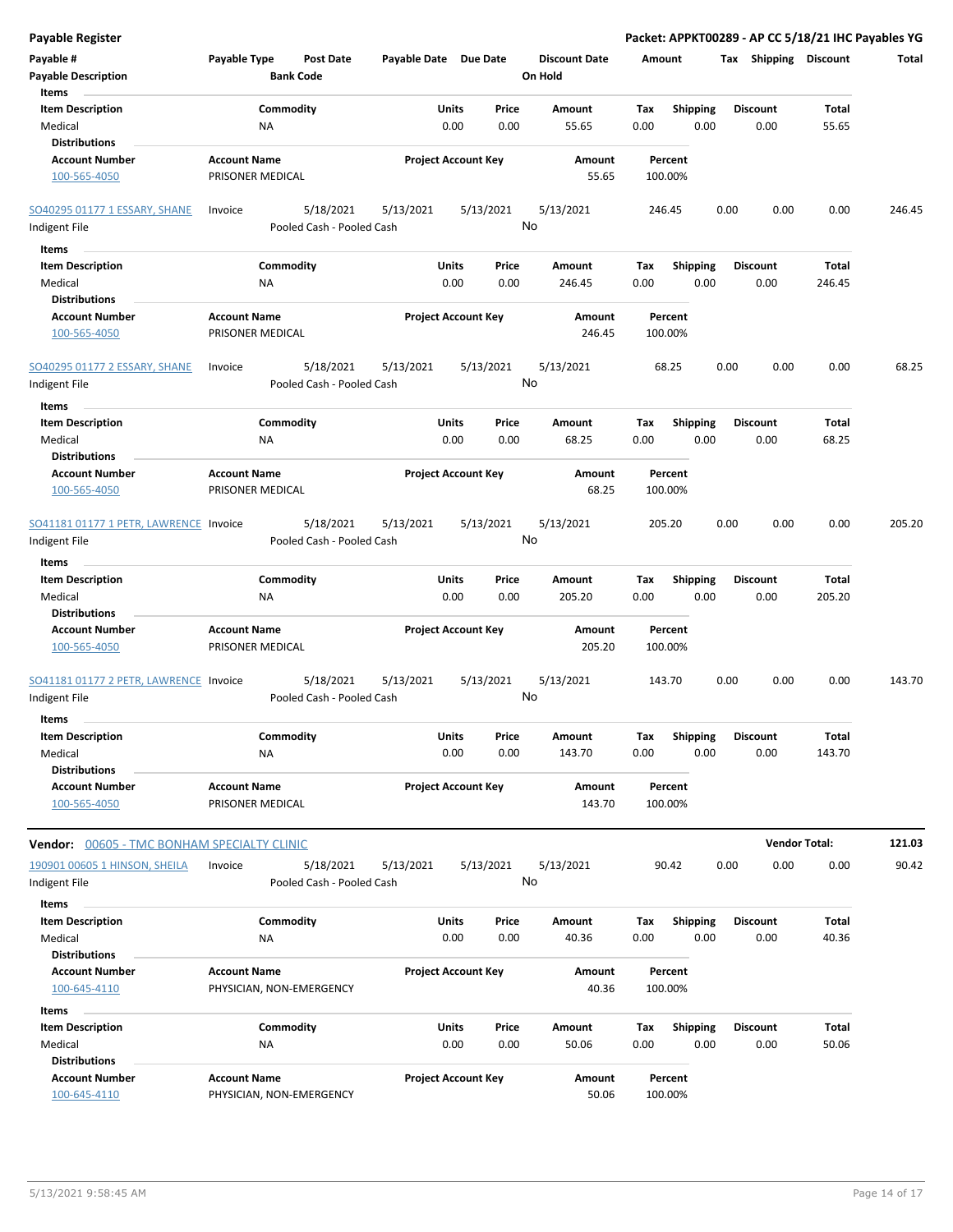**Payable Register** — **Packet: APPKT00289 - AP CC 5/18/21 IHC Payables YG**

| Payable # / Payable Description | Payable Type | Post Date / Bank Code | Payable Date | Due Date | Discount Date / On Hold | Amount | Tax | Shipping | Discount | Total |
|---|---|---|---|---|---|---|---|---|---|---|

**Items**

| Item Description | Commodity | Units | Price | Amount | Tax | Shipping | Discount | Total |
|---|---|---|---|---|---|---|---|---|
| Medical | NA | 0.00 | 0.00 | 55.65 | 0.00 | 0.00 | 0.00 | 55.65 |

**Distributions**

| Account Number | Account Name | Project Account Key | Amount | Percent |
|---|---|---|---|---|
| 100-565-4050 | PRISONER MEDICAL | | 55.65 | 100.00% |

---

| Payable # | Payable Type | Post Date | Payable Date | Due Date | Discount Date | Amount | Tax | Shipping | Discount | Total |
|---|---|---|---|---|---|---|---|---|---|---|
| SO40295 01177 1 ESSARY, SHANE | Invoice | 5/18/2021 | 5/13/2021 | 5/13/2021 | 5/13/2021 | 246.45 | 0.00 | 0.00 | 0.00 | 246.45 |
| Indigent File | | Pooled Cash - Pooled Cash | | | No | | | | | |

**Items**

| Item Description | Commodity | Units | Price | Amount | Tax | Shipping | Discount | Total |
|---|---|---|---|---|---|---|---|---|
| Medical | NA | 0.00 | 0.00 | 246.45 | 0.00 | 0.00 | 0.00 | 246.45 |

**Distributions**

| Account Number | Account Name | Project Account Key | Amount | Percent |
|---|---|---|---|---|
| 100-565-4050 | PRISONER MEDICAL | | 246.45 | 100.00% |

---

| Payable # | Payable Type | Post Date | Payable Date | Due Date | Discount Date | Amount | Tax | Shipping | Discount | Total |
|---|---|---|---|---|---|---|---|---|---|---|
| SO40295 01177 2 ESSARY, SHANE | Invoice | 5/18/2021 | 5/13/2021 | 5/13/2021 | 5/13/2021 | 68.25 | 0.00 | 0.00 | 0.00 | 68.25 |
| Indigent File | | Pooled Cash - Pooled Cash | | | No | | | | | |

**Items**

| Item Description | Commodity | Units | Price | Amount | Tax | Shipping | Discount | Total |
|---|---|---|---|---|---|---|---|---|
| Medical | NA | 0.00 | 0.00 | 68.25 | 0.00 | 0.00 | 0.00 | 68.25 |

**Distributions**

| Account Number | Account Name | Project Account Key | Amount | Percent |
|---|---|---|---|---|
| 100-565-4050 | PRISONER MEDICAL | | 68.25 | 100.00% |

---

| Payable # | Payable Type | Post Date | Payable Date | Due Date | Discount Date | Amount | Tax | Shipping | Discount | Total |
|---|---|---|---|---|---|---|---|---|---|---|
| SO41181 01177 1 PETR, LAWRENCE | Invoice | 5/18/2021 | 5/13/2021 | 5/13/2021 | 5/13/2021 | 205.20 | 0.00 | 0.00 | 0.00 | 205.20 |
| Indigent File | | Pooled Cash - Pooled Cash | | | No | | | | | |

**Items**

| Item Description | Commodity | Units | Price | Amount | Tax | Shipping | Discount | Total |
|---|---|---|---|---|---|---|---|---|
| Medical | NA | 0.00 | 0.00 | 205.20 | 0.00 | 0.00 | 0.00 | 205.20 |

**Distributions**

| Account Number | Account Name | Project Account Key | Amount | Percent |
|---|---|---|---|---|
| 100-565-4050 | PRISONER MEDICAL | | 205.20 | 100.00% |

---

| Payable # | Payable Type | Post Date | Payable Date | Due Date | Discount Date | Amount | Tax | Shipping | Discount | Total |
|---|---|---|---|---|---|---|---|---|---|---|
| SO41181 01177 2 PETR, LAWRENCE | Invoice | 5/18/2021 | 5/13/2021 | 5/13/2021 | 5/13/2021 | 143.70 | 0.00 | 0.00 | 0.00 | 143.70 |
| Indigent File | | Pooled Cash - Pooled Cash | | | No | | | | | |

**Items**

| Item Description | Commodity | Units | Price | Amount | Tax | Shipping | Discount | Total |
|---|---|---|---|---|---|---|---|---|
| Medical | NA | 0.00 | 0.00 | 143.70 | 0.00 | 0.00 | 0.00 | 143.70 |

**Distributions**

| Account Number | Account Name | Project Account Key | Amount | Percent |
|---|---|---|---|---|
| 100-565-4050 | PRISONER MEDICAL | | 143.70 | 100.00% |

---

**Vendor: 00605 - TMC BONHAM SPECIALTY CLINIC** — **Vendor Total: 121.03**

| Payable # | Payable Type | Post Date | Payable Date | Due Date | Discount Date | Amount | Tax | Shipping | Discount | Total |
|---|---|---|---|---|---|---|---|---|---|---|
| 190901 00605 1 HINSON, SHEILA | Invoice | 5/18/2021 | 5/13/2021 | 5/13/2021 | 5/13/2021 | 90.42 | 0.00 | 0.00 | 0.00 | 90.42 |
| Indigent File | | Pooled Cash - Pooled Cash | | | No | | | | | |

**Items**

| Item Description | Commodity | Units | Price | Amount | Tax | Shipping | Discount | Total |
|---|---|---|---|---|---|---|---|---|
| Medical | NA | 0.00 | 0.00 | 40.36 | 0.00 | 0.00 | 0.00 | 40.36 |

**Distributions**

| Account Number | Account Name | Project Account Key | Amount | Percent |
|---|---|---|---|---|
| 100-645-4110 | PHYSICIAN, NON-EMERGENCY | | 40.36 | 100.00% |

**Items**

| Item Description | Commodity | Units | Price | Amount | Tax | Shipping | Discount | Total |
|---|---|---|---|---|---|---|---|---|
| Medical | NA | 0.00 | 0.00 | 50.06 | 0.00 | 0.00 | 0.00 | 50.06 |

**Distributions**

| Account Number | Account Name | Project Account Key | Amount | Percent |
|---|---|---|---|---|
| 100-645-4110 | PHYSICIAN, NON-EMERGENCY | | 50.06 | 100.00% |

5/13/2021 9:58:45 AM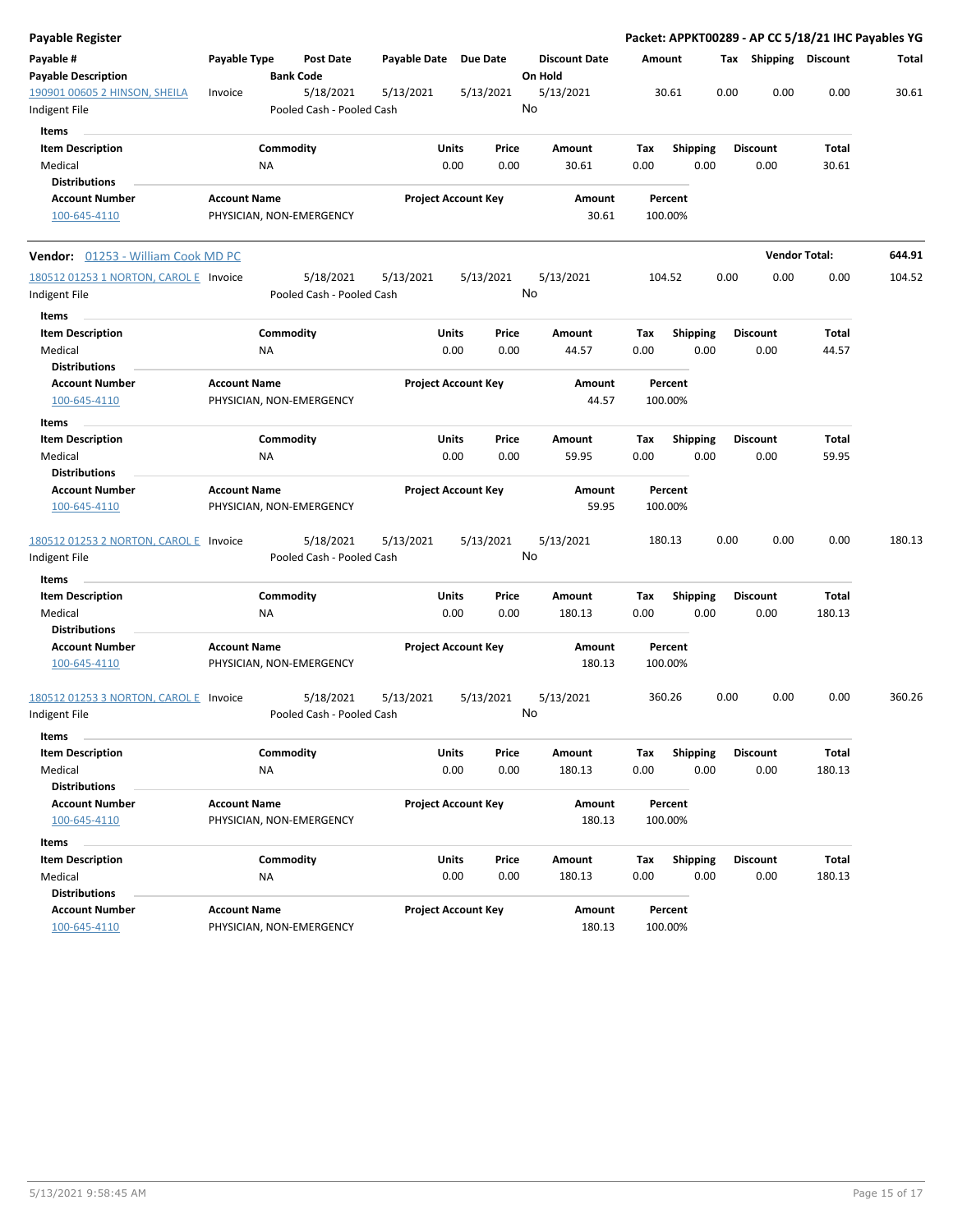| Payable # | Payable Type | Post Date | Payable Date | Due Date | Discount Date | Amount | Tax | Shipping | Discount | Total |
|---|---|---|---|---|---|---|---|---|---|---|
| Payable Description | | Bank Code | | | On Hold | | | | | |
| 190901 00605 2 HINSON, SHEILA | Invoice | 5/18/2021 | 5/13/2021 | 5/13/2021 | 5/13/2021 | 30.61 | 0.00 | 0.00 | 0.00 | 30.61 |
| Indigent File | | Pooled Cash - Pooled Cash | | | No | | | | | |

**Items**

| Item Description | Commodity | Units | Price | Amount | Tax | Shipping | Discount | Total |
|---|---|---|---|---|---|---|---|---|
| Medical | NA | 0.00 | 0.00 | 30.61 | 0.00 | 0.00 | 0.00 | 30.61 |

**Distributions**

| Account Number | Account Name | Project Account Key | Amount | Percent |
|---|---|---|---|---|
| 100-645-4110 | PHYSICIAN, NON-EMERGENCY | | 30.61 | 100.00% |

**Vendor:** 01253 - William Cook MD PC — **Vendor Total:** 644.91

| Payable # | Payable Type | Post Date | Payable Date | Due Date | Discount Date | Amount | Tax | Shipping | Discount | Total |
|---|---|---|---|---|---|---|---|---|---|---|
| 180512 01253 1 NORTON, CAROL E | Invoice | 5/18/2021 | 5/13/2021 | 5/13/2021 | 5/13/2021 | 104.52 | 0.00 | 0.00 | 0.00 | 104.52 |
| Indigent File | | Pooled Cash - Pooled Cash | | | No | | | | | |

**Items**

| Item Description | Commodity | Units | Price | Amount | Tax | Shipping | Discount | Total |
|---|---|---|---|---|---|---|---|---|
| Medical | NA | 0.00 | 0.00 | 44.57 | 0.00 | 0.00 | 0.00 | 44.57 |

**Distributions**

| Account Number | Account Name | Project Account Key | Amount | Percent |
|---|---|---|---|---|
| 100-645-4110 | PHYSICIAN, NON-EMERGENCY | | 44.57 | 100.00% |

**Items**

| Item Description | Commodity | Units | Price | Amount | Tax | Shipping | Discount | Total |
|---|---|---|---|---|---|---|---|---|
| Medical | NA | 0.00 | 0.00 | 59.95 | 0.00 | 0.00 | 0.00 | 59.95 |

**Distributions**

| Account Number | Account Name | Project Account Key | Amount | Percent |
|---|---|---|---|---|
| 100-645-4110 | PHYSICIAN, NON-EMERGENCY | | 59.95 | 100.00% |

| Payable # | Payable Type | Post Date | Payable Date | Due Date | Discount Date | Amount | Tax | Shipping | Discount | Total |
|---|---|---|---|---|---|---|---|---|---|---|
| 180512 01253 2 NORTON, CAROL E | Invoice | 5/18/2021 | 5/13/2021 | 5/13/2021 | 5/13/2021 | 180.13 | 0.00 | 0.00 | 0.00 | 180.13 |
| Indigent File | | Pooled Cash - Pooled Cash | | | No | | | | | |

**Items**

| Item Description | Commodity | Units | Price | Amount | Tax | Shipping | Discount | Total |
|---|---|---|---|---|---|---|---|---|
| Medical | NA | 0.00 | 0.00 | 180.13 | 0.00 | 0.00 | 0.00 | 180.13 |

**Distributions**

| Account Number | Account Name | Project Account Key | Amount | Percent |
|---|---|---|---|---|
| 100-645-4110 | PHYSICIAN, NON-EMERGENCY | | 180.13 | 100.00% |

| Payable # | Payable Type | Post Date | Payable Date | Due Date | Discount Date | Amount | Tax | Shipping | Discount | Total |
|---|---|---|---|---|---|---|---|---|---|---|
| 180512 01253 3 NORTON, CAROL E | Invoice | 5/18/2021 | 5/13/2021 | 5/13/2021 | 5/13/2021 | 360.26 | 0.00 | 0.00 | 0.00 | 360.26 |
| Indigent File | | Pooled Cash - Pooled Cash | | | No | | | | | |

**Items**

| Item Description | Commodity | Units | Price | Amount | Tax | Shipping | Discount | Total |
|---|---|---|---|---|---|---|---|---|
| Medical | NA | 0.00 | 0.00 | 180.13 | 0.00 | 0.00 | 0.00 | 180.13 |

**Distributions**

| Account Number | Account Name | Project Account Key | Amount | Percent |
|---|---|---|---|---|
| 100-645-4110 | PHYSICIAN, NON-EMERGENCY | | 180.13 | 100.00% |

**Items**

| Item Description | Commodity | Units | Price | Amount | Tax | Shipping | Discount | Total |
|---|---|---|---|---|---|---|---|---|
| Medical | NA | 0.00 | 0.00 | 180.13 | 0.00 | 0.00 | 0.00 | 180.13 |

**Distributions**

| Account Number | Account Name | Project Account Key | Amount | Percent |
|---|---|---|---|---|
| 100-645-4110 | PHYSICIAN, NON-EMERGENCY | | 180.13 | 100.00% |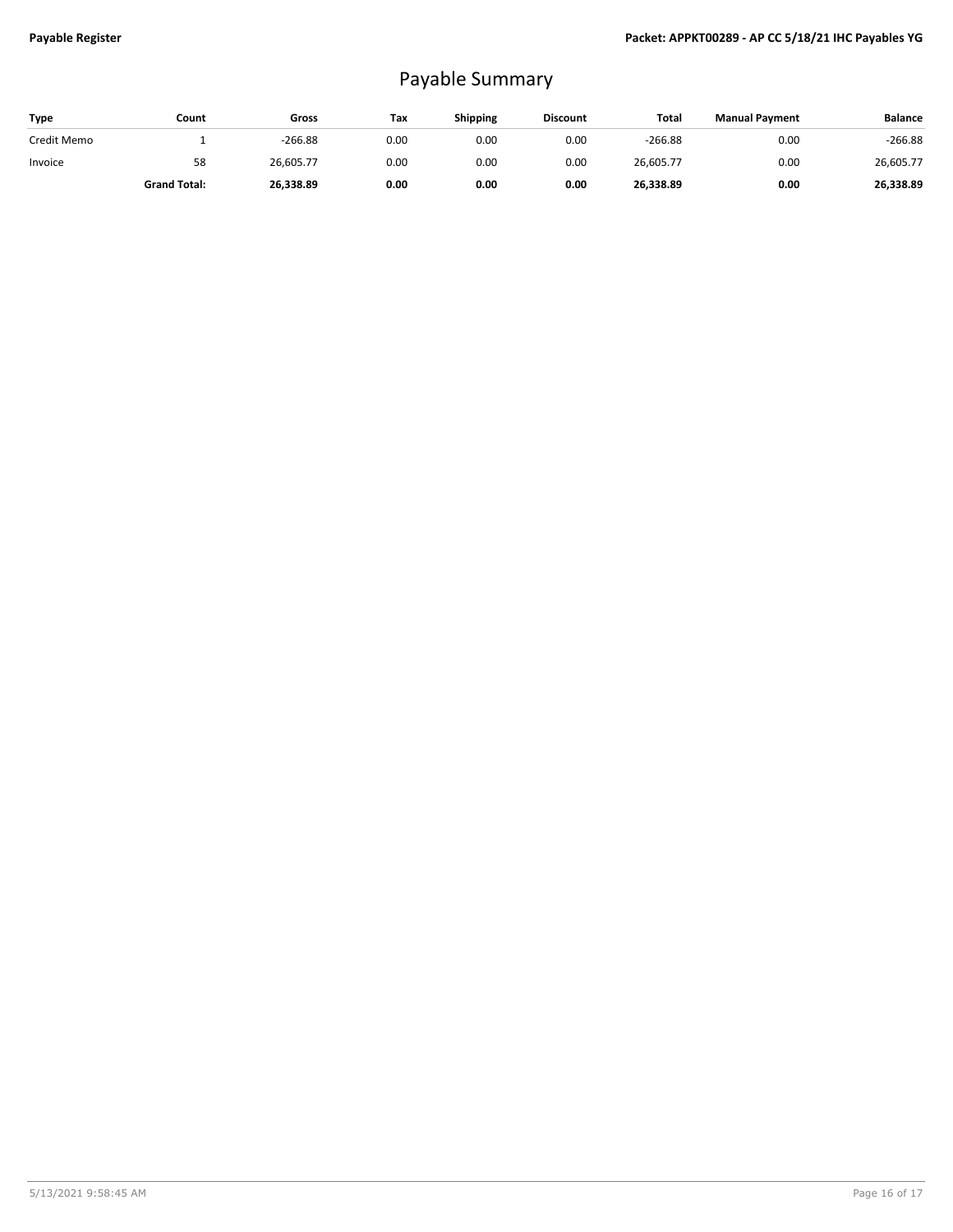# Payable Summary

| Type | Count | Gross | Tax | Shipping | Discount | Total | Manual Payment | Balance |
|---|---|---|---|---|---|---|---|---|
| Credit Memo | 1 | -266.88 | 0.00 | 0.00 | 0.00 | -266.88 | 0.00 | -266.88 |
| Invoice | 58 | 26,605.77 | 0.00 | 0.00 | 0.00 | 26,605.77 | 0.00 | 26,605.77 |
| | **Grand Total:** | **26,338.89** | **0.00** | **0.00** | **0.00** | **26,338.89** | **0.00** | **26,338.89** |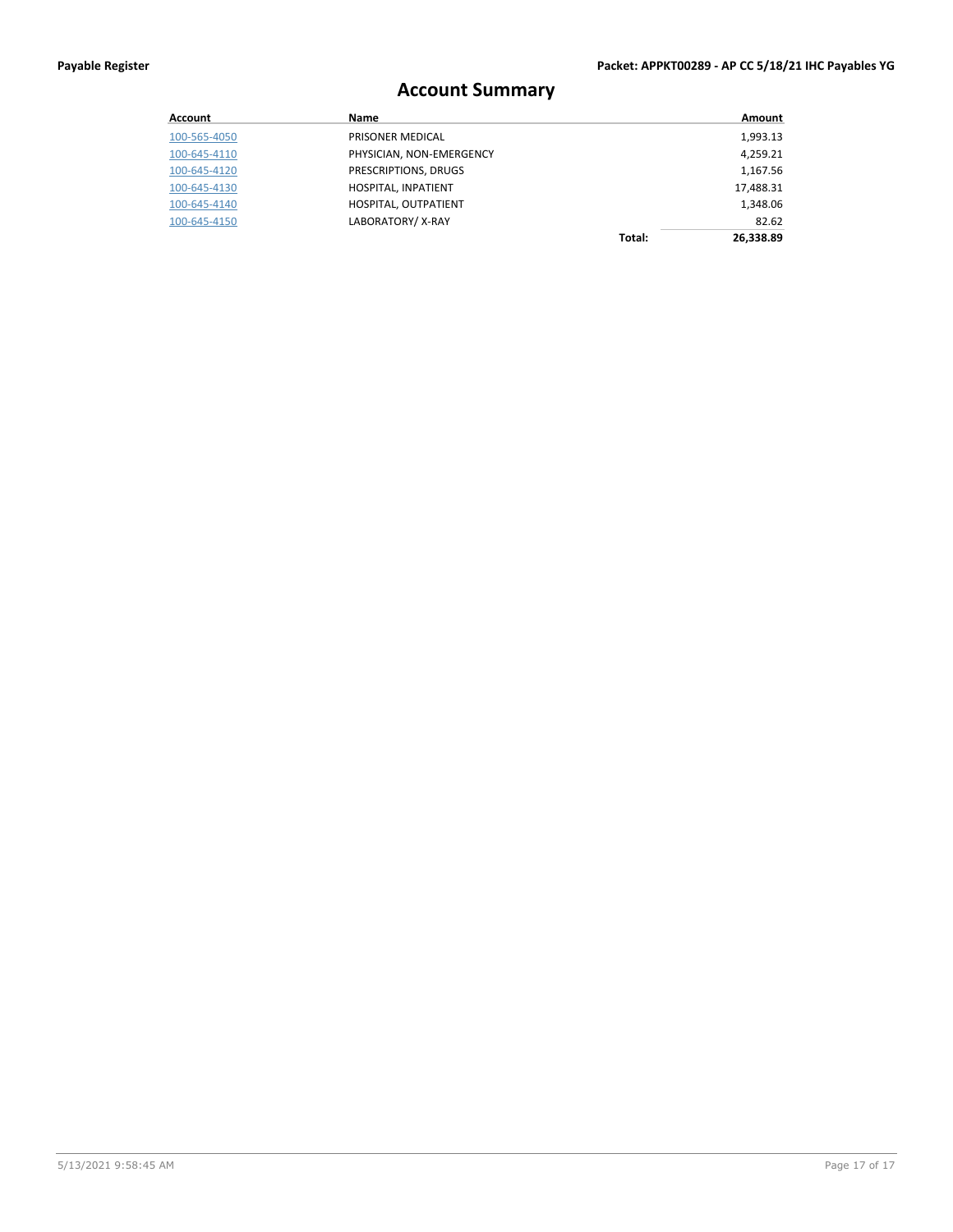# Account Summary

| Account | Name | | Amount |
|---|---|---|---|
| 100-565-4050 | PRISONER MEDICAL | | 1,993.13 |
| 100-645-4110 | PHYSICIAN, NON-EMERGENCY | | 4,259.21 |
| 100-645-4120 | PRESCRIPTIONS, DRUGS | | 1,167.56 |
| 100-645-4130 | HOSPITAL, INPATIENT | | 17,488.31 |
| 100-645-4140 | HOSPITAL, OUTPATIENT | | 1,348.06 |
| 100-645-4150 | LABORATORY/ X-RAY | | 82.62 |
| | | **Total:** | **26,338.89** |